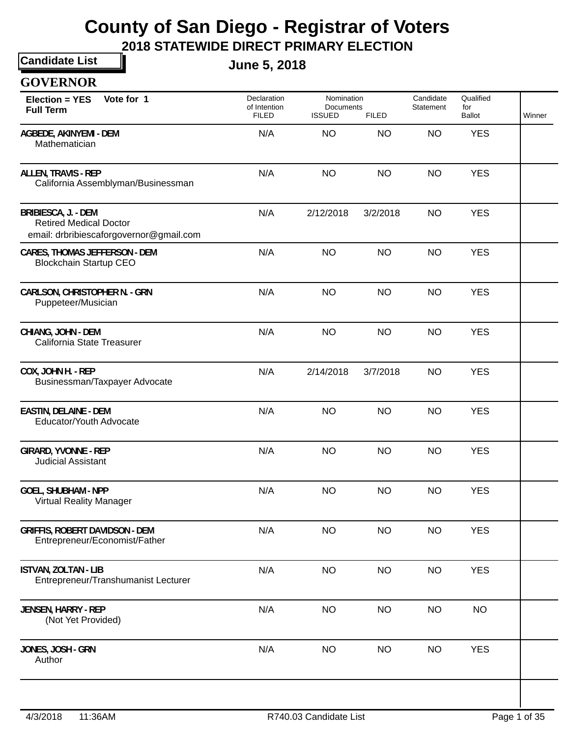# County of San Diego - Registrar of Voters

## 2018 STATEWIDE DIRECT PRIMARY ELECTION

**Candidate List**

### June 5, 2018

### GOVERNOR

| Election = YES Vote for 1 Full Term | Declaration of Intention FILED | Nomination Documents ISSUED | Nomination Documents FILED | Candidate Statement | Qualified for Ballot | Winner |
|---|---|---|---|---|---|---|
| AGBEDE, AKINYEMI - DEM<br>Mathematician | N/A | NO | NO | NO | YES | |
| ALLEN, TRAVIS - REP<br>California Assemblyman/Businessman | N/A | NO | NO | NO | YES | |
| BRIBIESCA, J. - DEM<br>Retired Medical Doctor<br>email: drbribiescaforgovernor@gmail.com | N/A | 2/12/2018 | 3/2/2018 | NO | YES | |
| CARES, THOMAS JEFFERSON - DEM<br>Blockchain Startup CEO | N/A | NO | NO | NO | YES | |
| CARLSON, CHRISTOPHER N. - GRN<br>Puppeteer/Musician | N/A | NO | NO | NO | YES | |
| CHIANG, JOHN - DEM<br>California State Treasurer | N/A | NO | NO | NO | YES | |
| COX, JOHN H. - REP<br>Businessman/Taxpayer Advocate | N/A | 2/14/2018 | 3/7/2018 | NO | YES | |
| EASTIN, DELAINE - DEM<br>Educator/Youth Advocate | N/A | NO | NO | NO | YES | |
| GIRARD, YVONNE - REP<br>Judicial Assistant | N/A | NO | NO | NO | YES | |
| GOEL, SHUBHAM - NPP<br>Virtual Reality Manager | N/A | NO | NO | NO | YES | |
| GRIFFIS, ROBERT DAVIDSON - DEM<br>Entrepreneur/Economist/Father | N/A | NO | NO | NO | YES | |
| ISTVAN, ZOLTAN - LIB<br>Entrepreneur/Transhumanist Lecturer | N/A | NO | NO | NO | YES | |
| JENSEN, HARRY - REP<br>(Not Yet Provided) | N/A | NO | NO | NO | NO | |
| JONES, JOSH - GRN<br>Author | N/A | NO | NO | NO | YES | |

4/3/2018 11:36AM R740.03 Candidate List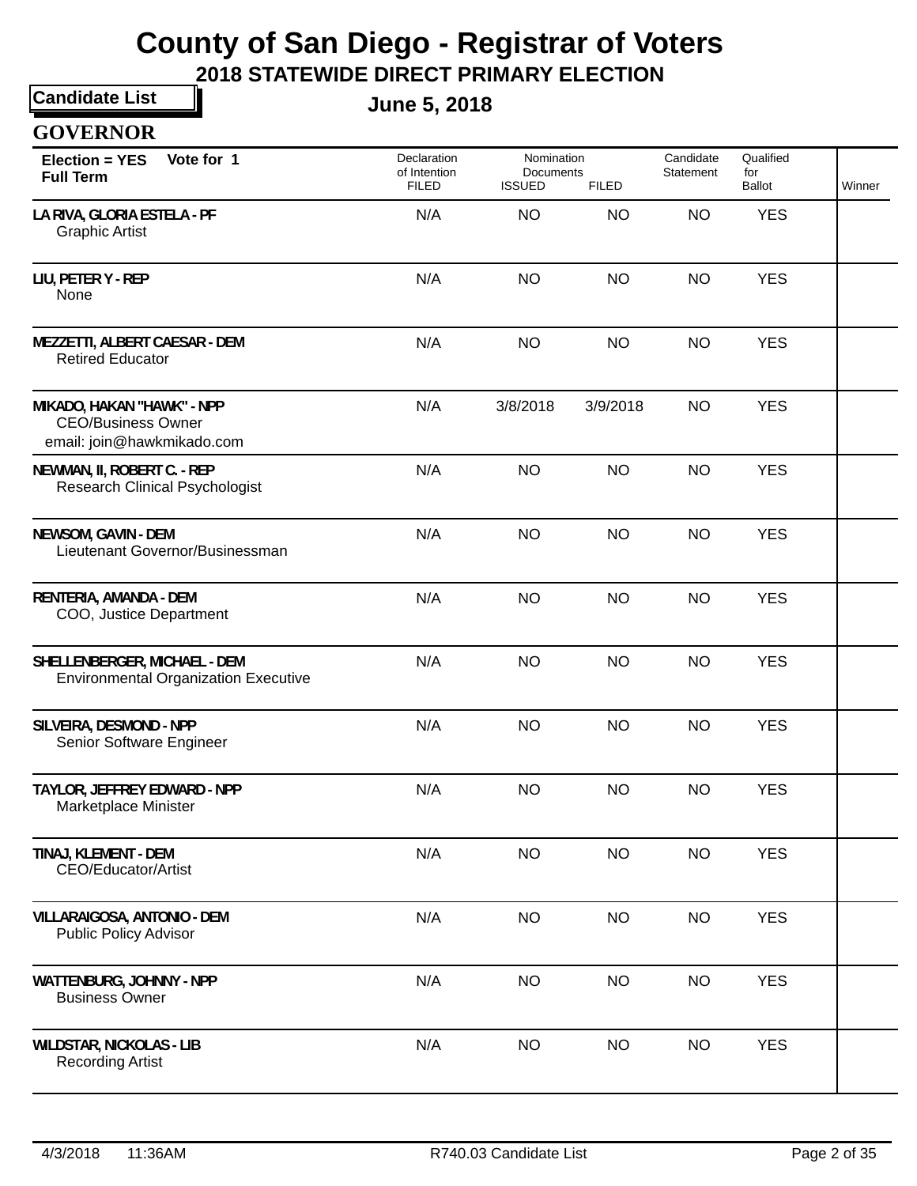# County of San Diego - Registrar of Voters

## 2018 STATEWIDE DIRECT PRIMARY ELECTION

**Candidate List**

**June 5, 2018**

### GOVERNOR

| Election = YES Vote for 1 Full Term | Declaration of Intention FILED | Nomination Documents ISSUED | Nomination Documents FILED | Candidate Statement | Qualified for Ballot | Winner |
|---|---|---|---|---|---|---|
| LA RIVA, GLORIA ESTELA - PF<br>Graphic Artist | N/A | NO | NO | NO | YES | |
| LIU, PETER Y - REP<br>None | N/A | NO | NO | NO | YES | |
| MEZZETTI, ALBERT CAESAR - DEM<br>Retired Educator | N/A | NO | NO | NO | YES | |
| MIKADO, HAKAN "HAWK" - NPP<br>CEO/Business Owner<br>email: join@hawkmikado.com | N/A | 3/8/2018 | 3/9/2018 | NO | YES | |
| NEWMAN, II, ROBERT C. - REP<br>Research Clinical Psychologist | N/A | NO | NO | NO | YES | |
| NEWSOM, GAVIN - DEM<br>Lieutenant Governor/Businessman | N/A | NO | NO | NO | YES | |
| RENTERIA, AMANDA - DEM<br>COO, Justice Department | N/A | NO | NO | NO | YES | |
| SHELLENBERGER, MICHAEL - DEM<br>Environmental Organization Executive | N/A | NO | NO | NO | YES | |
| SILVEIRA, DESMOND - NPP<br>Senior Software Engineer | N/A | NO | NO | NO | YES | |
| TAYLOR, JEFFREY EDWARD - NPP<br>Marketplace Minister | N/A | NO | NO | NO | YES | |
| TINAJ, KLEMENT - DEM<br>CEO/Educator/Artist | N/A | NO | NO | NO | YES | |
| VILLARAIGOSA, ANTONIO - DEM<br>Public Policy Advisor | N/A | NO | NO | NO | YES | |
| WATTENBURG, JOHNNY - NPP<br>Business Owner | N/A | NO | NO | NO | YES | |
| WILDSTAR, NICKOLAS - LIB<br>Recording Artist | N/A | NO | NO | NO | YES | |

4/3/2018 11:36AM R740.03 Candidate List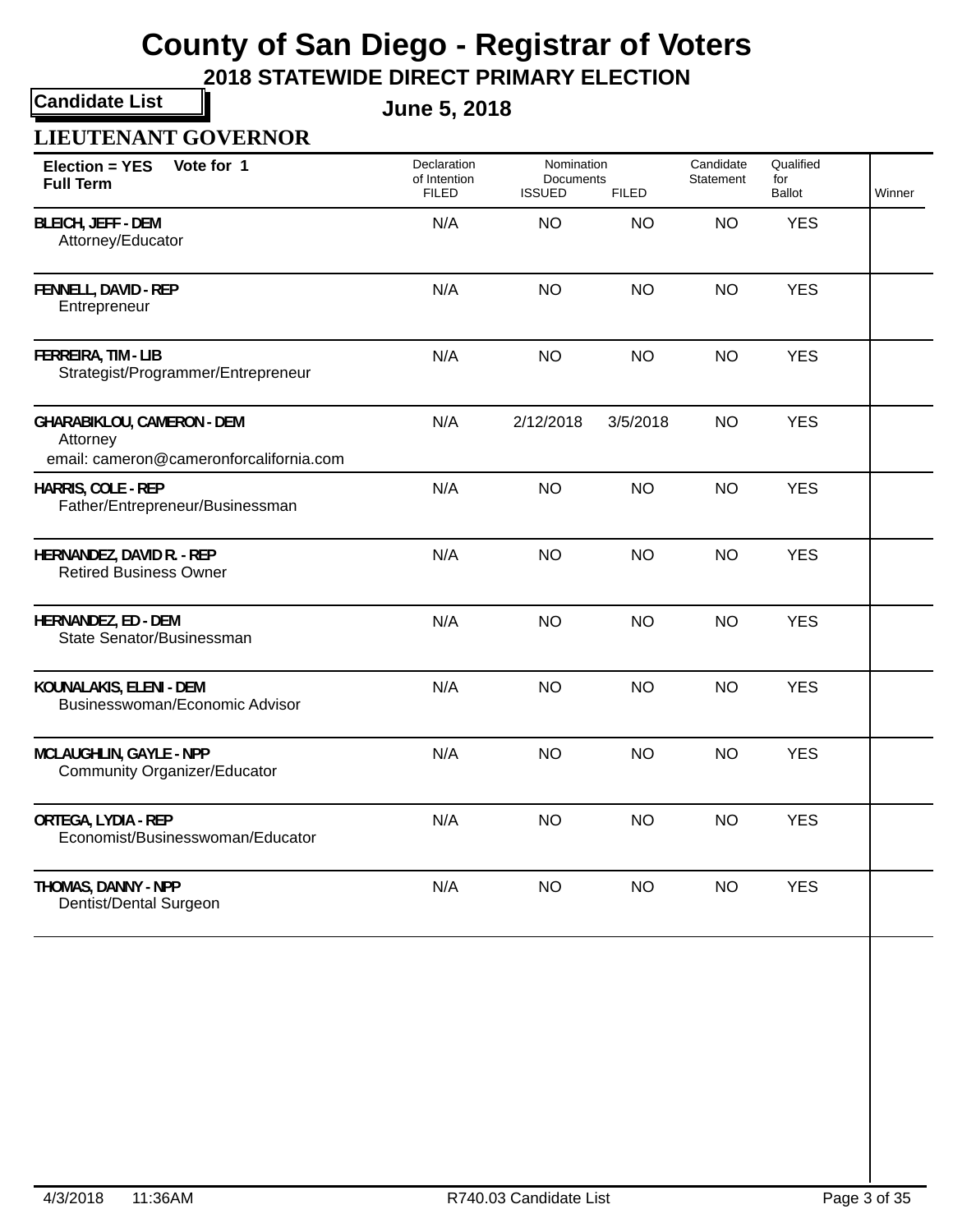# County of San Diego - Registrar of Voters

## 2018 STATEWIDE DIRECT PRIMARY ELECTION

**Candidate List**

**June 5, 2018**

### LIEUTENANT GOVERNOR

**Election = YES** **Vote for 1**
**Full Term**

| Candidate | Declaration of Intention FILED | Nomination Documents ISSUED | Nomination Documents FILED | Candidate Statement | Qualified for Ballot | Winner |
|---|---|---|---|---|---|---|
| **BLEICH, JEFF - DEM**<br>Attorney/Educator | N/A | NO | NO | NO | YES | |
| **FENNELL, DAVID - REP**<br>Entrepreneur | N/A | NO | NO | NO | YES | |
| **FERREIRA, TIM - LIB**<br>Strategist/Programmer/Entrepreneur | N/A | NO | NO | NO | YES | |
| **GHARABIKLOU, CAMERON - DEM**<br>Attorney<br>email: cameron@cameronforcalifornia.com | N/A | 2/12/2018 | 3/5/2018 | NO | YES | |
| **HARRIS, COLE - REP**<br>Father/Entrepreneur/Businessman | N/A | NO | NO | NO | YES | |
| **HERNANDEZ, DAVID R. - REP**<br>Retired Business Owner | N/A | NO | NO | NO | YES | |
| **HERNANDEZ, ED - DEM**<br>State Senator/Businessman | N/A | NO | NO | NO | YES | |
| **KOUNALAKIS, ELENI - DEM**<br>Businesswoman/Economic Advisor | N/A | NO | NO | NO | YES | |
| **MCLAUGHLIN, GAYLE - NPP**<br>Community Organizer/Educator | N/A | NO | NO | NO | YES | |
| **ORTEGA, LYDIA - REP**<br>Economist/Businesswoman/Educator | N/A | NO | NO | NO | YES | |
| **THOMAS, DANNY - NPP**<br>Dentist/Dental Surgeon | N/A | NO | NO | NO | YES | |

4/3/2018 11:36AM R740.03 Candidate List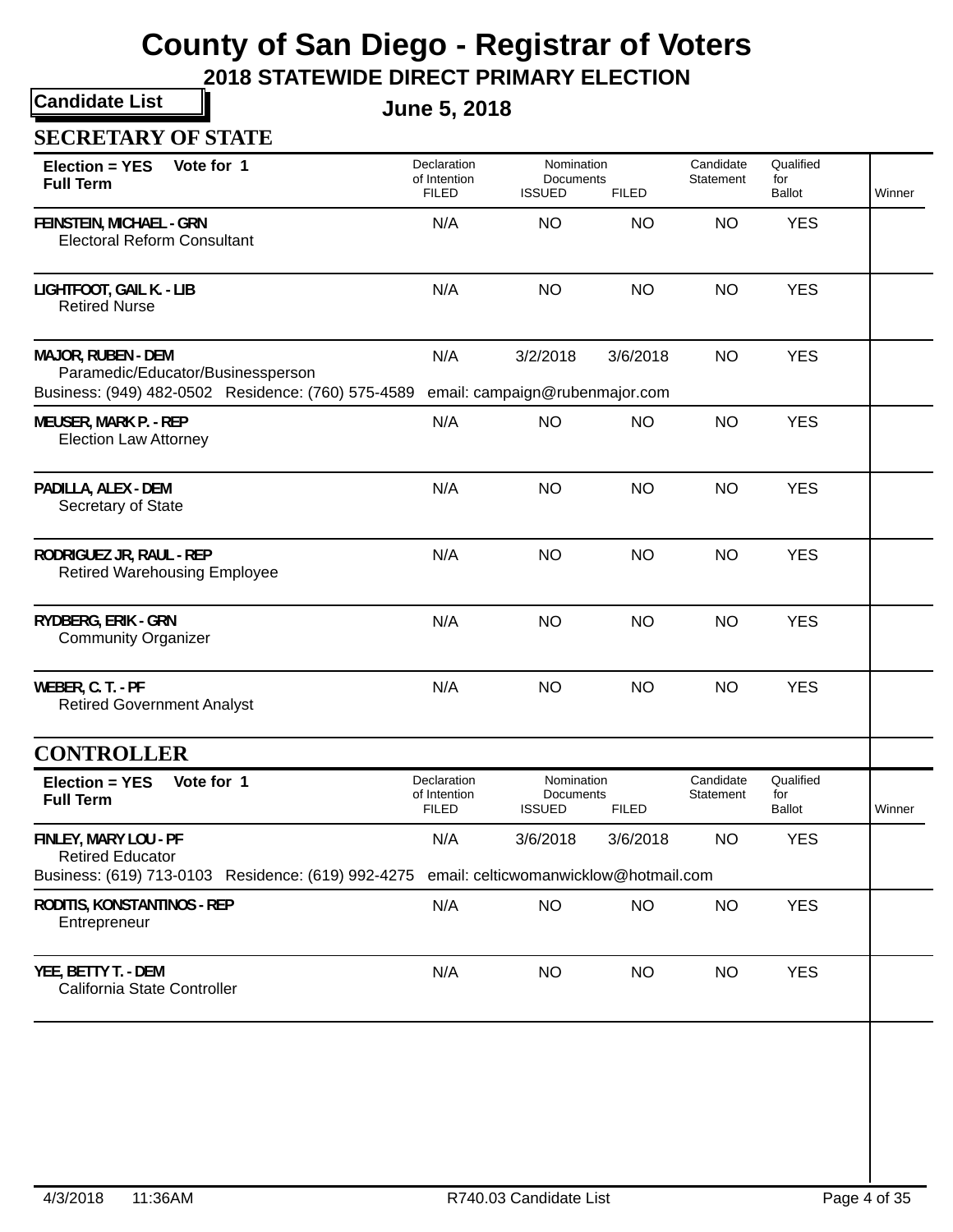# County of San Diego - Registrar of Voters

## 2018 STATEWIDE DIRECT PRIMARY ELECTION

**Candidate List**

**June 5, 2018**

## SECRETARY OF STATE

**Election = YES Vote for 1**
**Full Term**

| Candidate | Declaration of Intention FILED | Nomination Documents ISSUED | Nomination Documents FILED | Candidate Statement | Qualified for Ballot | Winner |
|---|---|---|---|---|---|---|
| FEINSTEIN, MICHAEL - GRN<br>Electoral Reform Consultant | N/A | NO | NO | NO | YES | |
| LIGHTFOOT, GAIL K. - LIB<br>Retired Nurse | N/A | NO | NO | NO | YES | |
| MAJOR, RUBEN - DEM<br>Paramedic/Educator/Businessperson<br>Business: (949) 482-0502 Residence: (760) 575-4589 email: campaign@rubenmajor.com | N/A | 3/2/2018 | 3/6/2018 | NO | YES | |
| MEUSER, MARK P. - REP<br>Election Law Attorney | N/A | NO | NO | NO | YES | |
| PADILLA, ALEX - DEM<br>Secretary of State | N/A | NO | NO | NO | YES | |
| RODRIGUEZ JR, RAUL - REP<br>Retired Warehousing Employee | N/A | NO | NO | NO | YES | |
| RYDBERG, ERIK - GRN<br>Community Organizer | N/A | NO | NO | NO | YES | |
| WEBER, C. T. - PF<br>Retired Government Analyst | N/A | NO | NO | NO | YES | |

## CONTROLLER

**Election = YES Vote for 1**
**Full Term**

| Candidate | Declaration of Intention FILED | Nomination Documents ISSUED | Nomination Documents FILED | Candidate Statement | Qualified for Ballot | Winner |
|---|---|---|---|---|---|---|
| FINLEY, MARY LOU - PF<br>Retired Educator<br>Business: (619) 713-0103 Residence: (619) 992-4275 email: celticwomanwicklow@hotmail.com | N/A | 3/6/2018 | 3/6/2018 | NO | YES | |
| RODITIS, KONSTANTINOS - REP<br>Entrepreneur | N/A | NO | NO | NO | YES | |
| YEE, BETTY T. - DEM<br>California State Controller | N/A | NO | NO | NO | YES | |

4/3/2018 11:36AM R740.03 Candidate List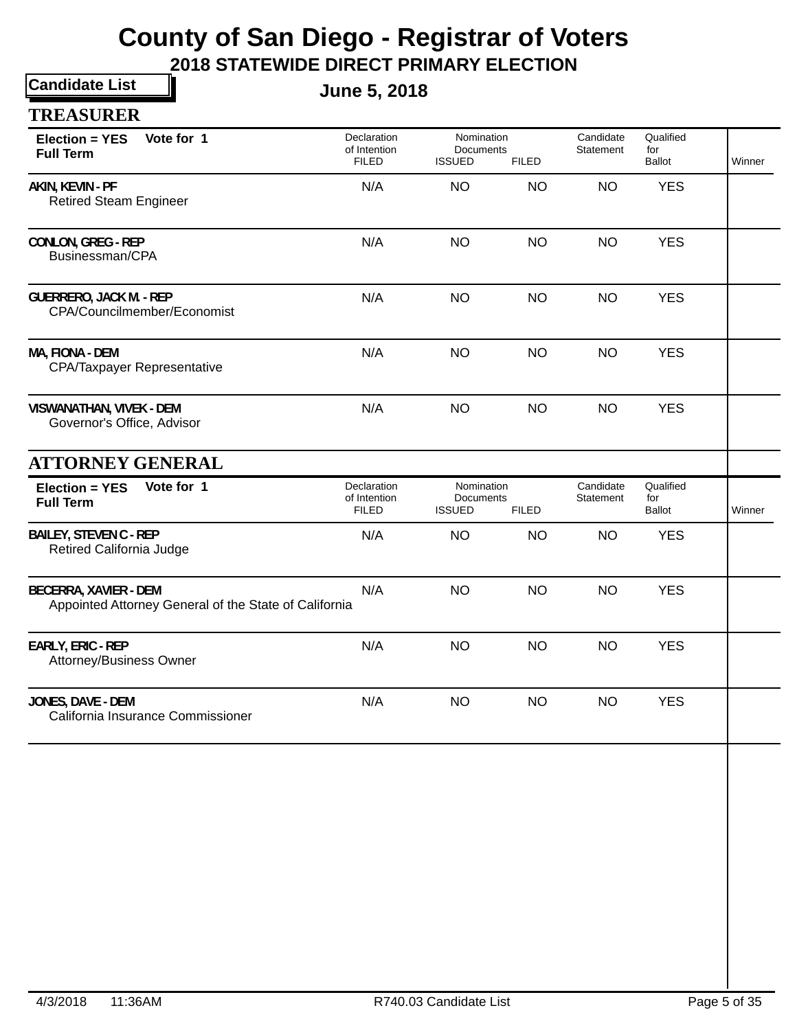# County of San Diego - Registrar of Voters

## 2018 STATEWIDE DIRECT PRIMARY ELECTION

**Candidate List**

**June 5, 2018**

## TREASURER

| Election = YES Vote for 1 Full Term | Declaration of Intention FILED | Nomination Documents ISSUED | Nomination Documents FILED | Candidate Statement | Qualified for Ballot | Winner |
|---|---|---|---|---|---|---|
| AKIN, KEVIN - PF<br>Retired Steam Engineer | N/A | NO | NO | NO | YES | |
| CONLON, GREG - REP<br>Businessman/CPA | N/A | NO | NO | NO | YES | |
| GUERRERO, JACK M. - REP<br>CPA/Councilmember/Economist | N/A | NO | NO | NO | YES | |
| MA, FIONA - DEM<br>CPA/Taxpayer Representative | N/A | NO | NO | NO | YES | |
| VISWANATHAN, VIVEK - DEM<br>Governor's Office, Advisor | N/A | NO | NO | NO | YES | |

## ATTORNEY GENERAL

| Election = YES Vote for 1 Full Term | Declaration of Intention FILED | Nomination Documents ISSUED | Nomination Documents FILED | Candidate Statement | Qualified for Ballot | Winner |
|---|---|---|---|---|---|---|
| BAILEY, STEVEN C - REP<br>Retired California Judge | N/A | NO | NO | NO | YES | |
| BECERRA, XAVIER - DEM<br>Appointed Attorney General of the State of California | N/A | NO | NO | NO | YES | |
| EARLY, ERIC - REP<br>Attorney/Business Owner | N/A | NO | NO | NO | YES | |
| JONES, DAVE - DEM<br>California Insurance Commissioner | N/A | NO | NO | NO | YES | |

4/3/2018 11:36AM R740.03 Candidate List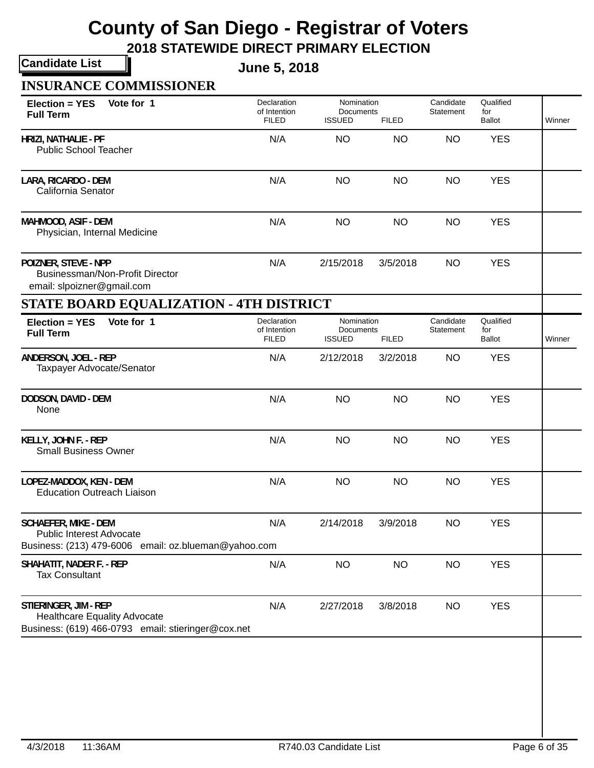# County of San Diego - Registrar of Voters

## 2018 STATEWIDE DIRECT PRIMARY ELECTION

**Candidate List**

**June 5, 2018**

### INSURANCE COMMISSIONER

| Election = YES Vote for 1 Full Term | Declaration of Intention FILED | Nomination Documents ISSUED | Nomination Documents FILED | Candidate Statement | Qualified for Ballot | Winner |
|---|---|---|---|---|---|---|
| **HRIZI, NATHALIE - PF** Public School Teacher | N/A | NO | NO | NO | YES | |
| **LARA, RICARDO - DEM** California Senator | N/A | NO | NO | NO | YES | |
| **MAHMOOD, ASIF - DEM** Physician, Internal Medicine | N/A | NO | NO | NO | YES | |
| **POIZNER, STEVE - NPP** Businessman/Non-Profit Director email: slpoizner@gmail.com | N/A | 2/15/2018 | 3/5/2018 | NO | YES | |

### STATE BOARD EQUALIZATION - 4TH DISTRICT

| Election = YES Vote for 1 Full Term | Declaration of Intention FILED | Nomination Documents ISSUED | Nomination Documents FILED | Candidate Statement | Qualified for Ballot | Winner |
|---|---|---|---|---|---|---|
| **ANDERSON, JOEL - REP** Taxpayer Advocate/Senator | N/A | 2/12/2018 | 3/2/2018 | NO | YES | |
| **DODSON, DAVID - DEM** None | N/A | NO | NO | NO | YES | |
| **KELLY, JOHN F. - REP** Small Business Owner | N/A | NO | NO | NO | YES | |
| **LOPEZ-MADDOX, KEN - DEM** Education Outreach Liaison | N/A | NO | NO | NO | YES | |
| **SCHAEFER, MIKE - DEM** Public Interest Advocate Business: (213) 479-6006 email: oz.blueman@yahoo.com | N/A | 2/14/2018 | 3/9/2018 | NO | YES | |
| **SHAHATIT, NADER F. - REP** Tax Consultant | N/A | NO | NO | NO | YES | |
| **STIERINGER, JIM - REP** Healthcare Equality Advocate Business: (619) 466-0793 email: stieringer@cox.net | N/A | 2/27/2018 | 3/8/2018 | NO | YES | |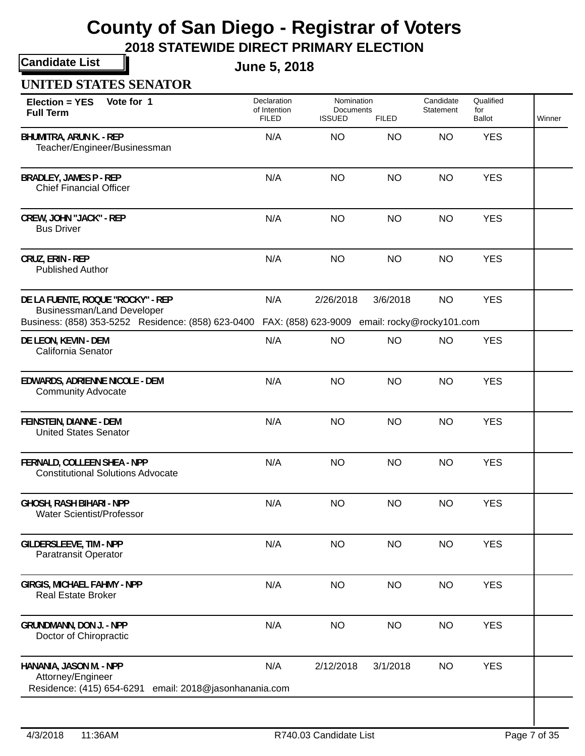# County of San Diego - Registrar of Voters

## 2018 STATEWIDE DIRECT PRIMARY ELECTION

**Candidate List**

**June 5, 2018**

### UNITED STATES SENATOR

| **Election = YES Vote for 1 Full Term** | Declaration of Intention FILED | Nomination Documents ISSUED | Nomination Documents FILED | Candidate Statement | Qualified for Ballot | Winner |
|---|---|---|---|---|---|---|
| **BHUMITRA, ARUN K. - REP** Teacher/Engineer/Businessman | N/A | NO | NO | NO | YES | |
| **BRADLEY, JAMES P - REP** Chief Financial Officer | N/A | NO | NO | NO | YES | |
| **CREW, JOHN "JACK" - REP** Bus Driver | N/A | NO | NO | NO | YES | |
| **CRUZ, ERIN - REP** Published Author | N/A | NO | NO | NO | YES | |
| **DE LA FUENTE, ROQUE "ROCKY" - REP** Businessman/Land Developer Business: (858) 353-5252 Residence: (858) 623-0400 FAX: (858) 623-9009 email: rocky@rocky101.com | N/A | 2/26/2018 | 3/6/2018 | NO | YES | |
| **DE LEON, KEVIN - DEM** California Senator | N/A | NO | NO | NO | YES | |
| **EDWARDS, ADRIENNE NICOLE - DEM** Community Advocate | N/A | NO | NO | NO | YES | |
| **FEINSTEIN, DIANNE - DEM** United States Senator | N/A | NO | NO | NO | YES | |
| **FERNALD, COLLEEN SHEA - NPP** Constitutional Solutions Advocate | N/A | NO | NO | NO | YES | |
| **GHOSH, RASH BIHARI - NPP** Water Scientist/Professor | N/A | NO | NO | NO | YES | |
| **GILDERSLEEVE, TIM - NPP** Paratransit Operator | N/A | NO | NO | NO | YES | |
| **GIRGIS, MICHAEL FAHMY - NPP** Real Estate Broker | N/A | NO | NO | NO | YES | |
| **GRUNDMANN, DON J. - NPP** Doctor of Chiropractic | N/A | NO | NO | NO | YES | |
| **HANANIA, JASON M. - NPP** Attorney/Engineer Residence: (415) 654-6291 email: 2018@jasonhanania.com | N/A | 2/12/2018 | 3/1/2018 | NO | YES | |

4/3/2018 11:36AM R740.03 Candidate List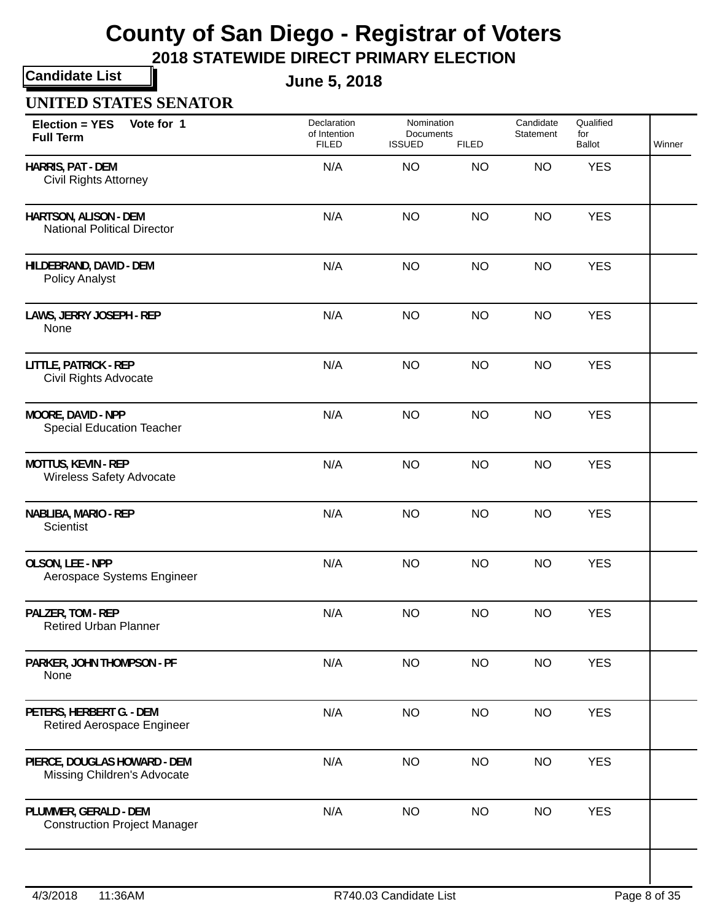# County of San Diego - Registrar of Voters

## 2018 STATEWIDE DIRECT PRIMARY ELECTION

**Candidate List**

**June 5, 2018**

### UNITED STATES SENATOR

| **Election = YES Vote for 1 Full Term** | Declaration of Intention FILED | Nomination Documents ISSUED | Nomination Documents FILED | Candidate Statement | Qualified for Ballot | Winner |
|---|---|---|---|---|---|---|
| **HARRIS, PAT - DEM**<br>Civil Rights Attorney | N/A | NO | NO | NO | YES | |
| **HARTSON, ALISON - DEM**<br>National Political Director | N/A | NO | NO | NO | YES | |
| **HILDEBRAND, DAVID - DEM**<br>Policy Analyst | N/A | NO | NO | NO | YES | |
| **LAWS, JERRY JOSEPH - REP**<br>None | N/A | NO | NO | NO | YES | |
| **LITTLE, PATRICK - REP**<br>Civil Rights Advocate | N/A | NO | NO | NO | YES | |
| **MOORE, DAVID - NPP**<br>Special Education Teacher | N/A | NO | NO | NO | YES | |
| **MOTTUS, KEVIN - REP**<br>Wireless Safety Advocate | N/A | NO | NO | NO | YES | |
| **NABLIBA, MARIO - REP**<br>Scientist | N/A | NO | NO | NO | YES | |
| **OLSON, LEE - NPP**<br>Aerospace Systems Engineer | N/A | NO | NO | NO | YES | |
| **PALZER, TOM - REP**<br>Retired Urban Planner | N/A | NO | NO | NO | YES | |
| **PARKER, JOHN THOMPSON - PF**<br>None | N/A | NO | NO | NO | YES | |
| **PETERS, HERBERT G. - DEM**<br>Retired Aerospace Engineer | N/A | NO | NO | NO | YES | |
| **PIERCE, DOUGLAS HOWARD - DEM**<br>Missing Children's Advocate | N/A | NO | NO | NO | YES | |
| **PLUMMER, GERALD - DEM**<br>Construction Project Manager | N/A | NO | NO | NO | YES | |

4/3/2018 11:36AM R740.03 Candidate List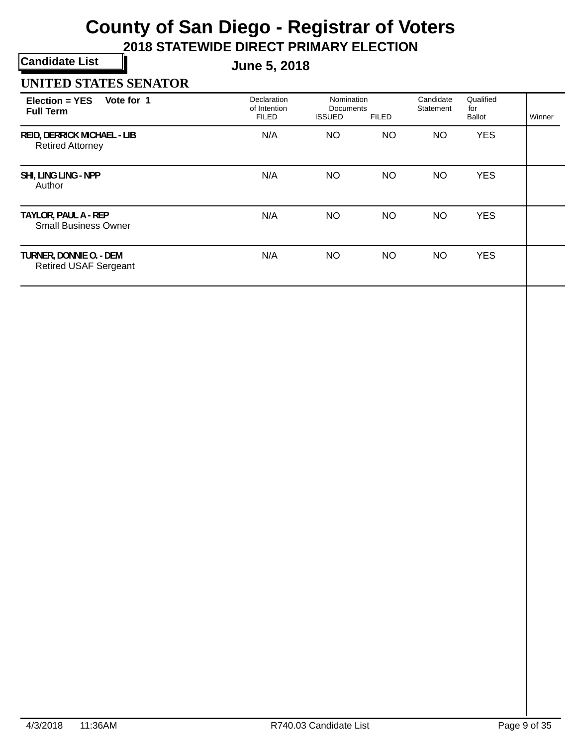# County of San Diego - Registrar of Voters

## 2018 STATEWIDE DIRECT PRIMARY ELECTION

**Candidate List**

**June 5, 2018**

### UNITED STATES SENATOR

| Election = YES Vote for 1 Full Term | Declaration of Intention FILED | Nomination Documents ISSUED | Nomination Documents FILED | Candidate Statement | Qualified for Ballot | Winner |
|---|---|---|---|---|---|---|
| REID, DERRICK MICHAEL - LIB<br>Retired Attorney | N/A | NO | NO | NO | YES | |
| SHI, LING LING - NPP<br>Author | N/A | NO | NO | NO | YES | |
| TAYLOR, PAUL A - REP<br>Small Business Owner | N/A | NO | NO | NO | YES | |
| TURNER, DONNIE O. - DEM<br>Retired USAF Sergeant | N/A | NO | NO | NO | YES | |

4/3/2018 11:36AM R740.03 Candidate List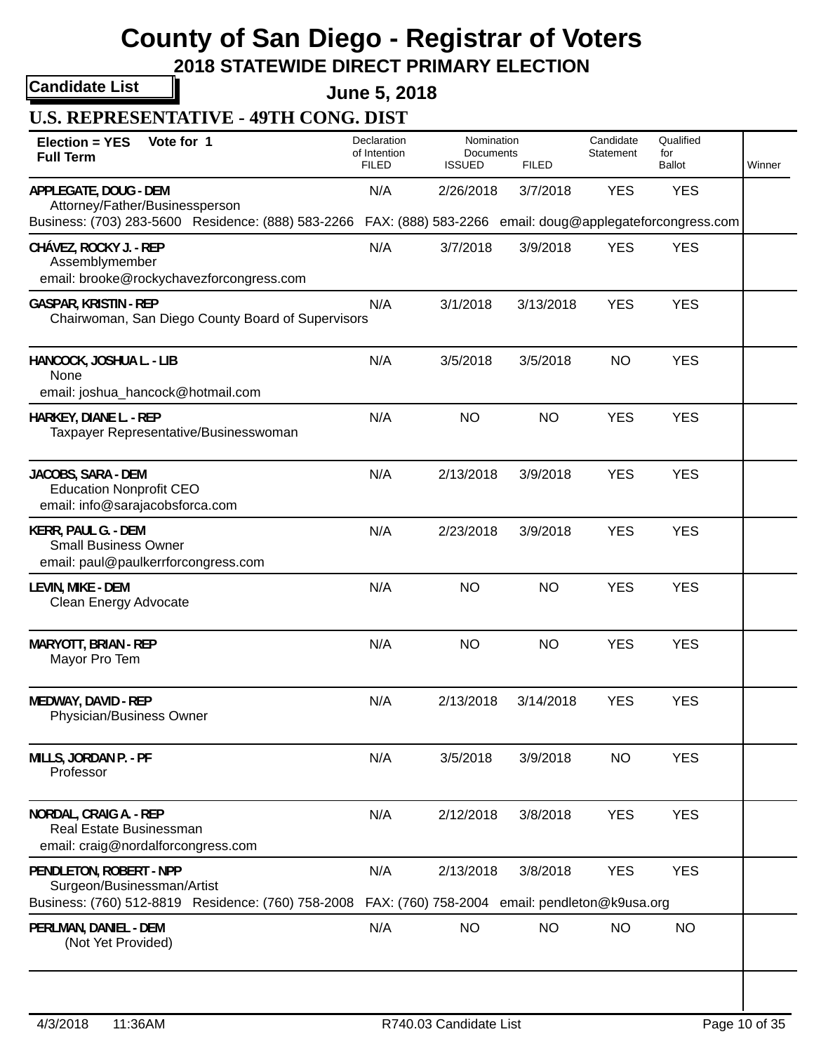# County of San Diego - Registrar of Voters

## 2018 STATEWIDE DIRECT PRIMARY ELECTION

**Candidate List**

**June 5, 2018**

### U.S. REPRESENTATIVE - 49TH CONG. DIST

**Election = YES Vote for 1**
**Full Term**

| Candidate | Declaration of Intention FILED | Nomination Documents ISSUED | Nomination Documents FILED | Candidate Statement | Qualified for Ballot | Winner |
|---|---|---|---|---|---|---|
| **APPLEGATE, DOUG - DEM**<br>Attorney/Father/Businessperson<br>Business: (703) 283-5600 Residence: (888) 583-2266 FAX: (888) 583-2266 email: doug@applegateforcongress.com | N/A | 2/26/2018 | 3/7/2018 | YES | YES | |
| **CHÁVEZ, ROCKY J. - REP**<br>Assemblymember<br>email: brooke@rockychavezforcongress.com | N/A | 3/7/2018 | 3/9/2018 | YES | YES | |
| **GASPAR, KRISTIN - REP**<br>Chairwoman, San Diego County Board of Supervisors | N/A | 3/1/2018 | 3/13/2018 | YES | YES | |
| **HANCOCK, JOSHUA L. - LIB**<br>None<br>email: joshua_hancock@hotmail.com | N/A | 3/5/2018 | 3/5/2018 | NO | YES | |
| **HARKEY, DIANE L. - REP**<br>Taxpayer Representative/Businesswoman | N/A | NO | NO | YES | YES | |
| **JACOBS, SARA - DEM**<br>Education Nonprofit CEO<br>email: info@sarajacobsforca.com | N/A | 2/13/2018 | 3/9/2018 | YES | YES | |
| **KERR, PAUL G. - DEM**<br>Small Business Owner<br>email: paul@paulkerrforcongress.com | N/A | 2/23/2018 | 3/9/2018 | YES | YES | |
| **LEVIN, MIKE - DEM**<br>Clean Energy Advocate | N/A | NO | NO | YES | YES | |
| **MARYOTT, BRIAN - REP**<br>Mayor Pro Tem | N/A | NO | NO | YES | YES | |
| **MEDWAY, DAVID - REP**<br>Physician/Business Owner | N/A | 2/13/2018 | 3/14/2018 | YES | YES | |
| **MILLS, JORDAN P. - PF**<br>Professor | N/A | 3/5/2018 | 3/9/2018 | NO | YES | |
| **NORDAL, CRAIG A. - REP**<br>Real Estate Businessman<br>email: craig@nordalforcongress.com | N/A | 2/12/2018 | 3/8/2018 | YES | YES | |
| **PENDLETON, ROBERT - NPP**<br>Surgeon/Businessman/Artist<br>Business: (760) 512-8819 Residence: (760) 758-2008 FAX: (760) 758-2004 email: pendleton@k9usa.org | N/A | 2/13/2018 | 3/8/2018 | YES | YES | |
| **PERLMAN, DANIEL - DEM**<br>(Not Yet Provided) | N/A | NO | NO | NO | NO | |

4/3/2018 11:36AM R740.03 Candidate List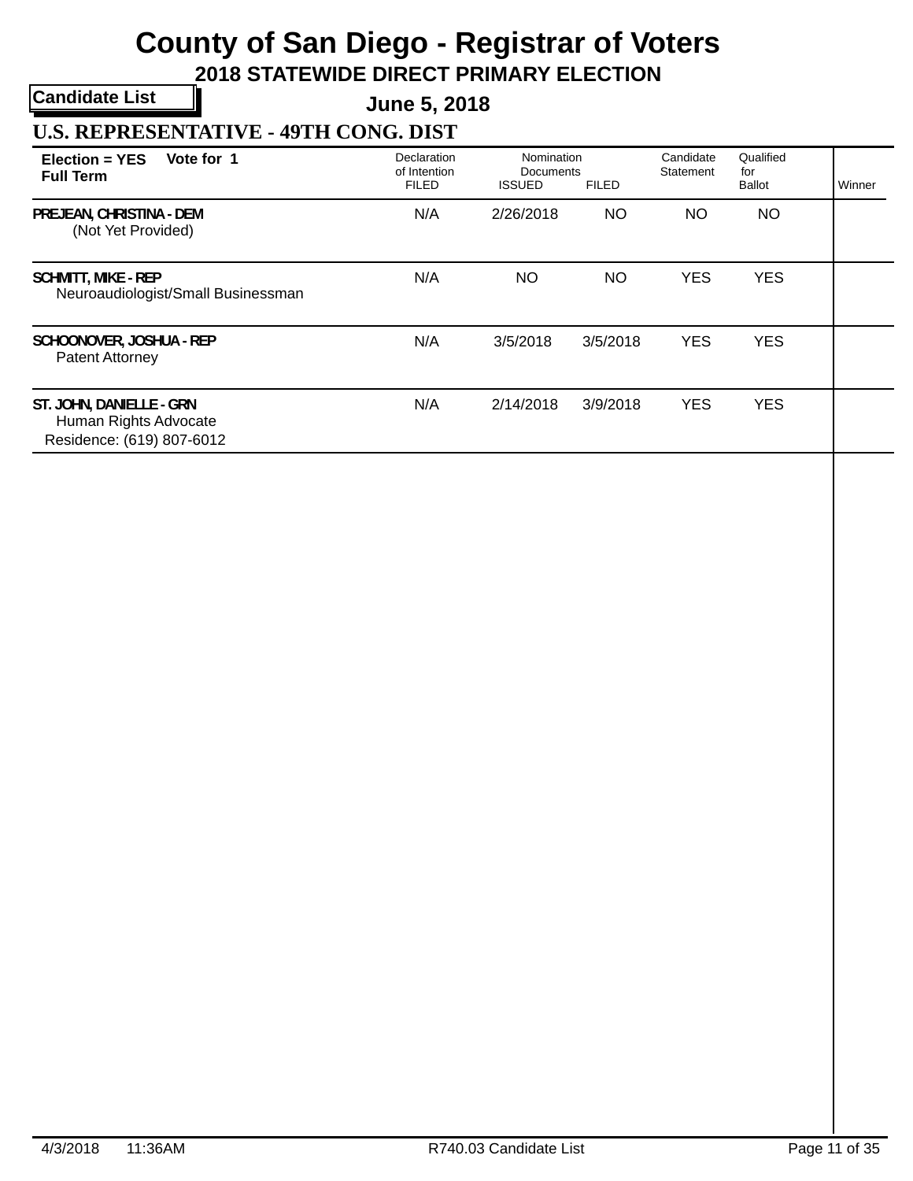# County of San Diego - Registrar of Voters

## 2018 STATEWIDE DIRECT PRIMARY ELECTION

**Candidate List**

**June 5, 2018**

### U.S. REPRESENTATIVE - 49TH CONG. DIST

| Election = YES Vote for 1 Full Term | Declaration of Intention FILED | Nomination Documents ISSUED | Nomination Documents FILED | Candidate Statement | Qualified for Ballot | Winner |
|---|---|---|---|---|---|---|
| PREJEAN, CHRISTINA - DEM<br>(Not Yet Provided) | N/A | 2/26/2018 | NO | NO | NO | |
| SCHMITT, MIKE - REP<br>Neuroaudiologist/Small Businessman | N/A | NO | NO | YES | YES | |
| SCHOONOVER, JOSHUA - REP<br>Patent Attorney | N/A | 3/5/2018 | 3/5/2018 | YES | YES | |
| ST. JOHN, DANIELLE - GRN<br>Human Rights Advocate<br>Residence: (619) 807-6012 | N/A | 2/14/2018 | 3/9/2018 | YES | YES | |

4/3/2018 11:36AM R740.03 Candidate List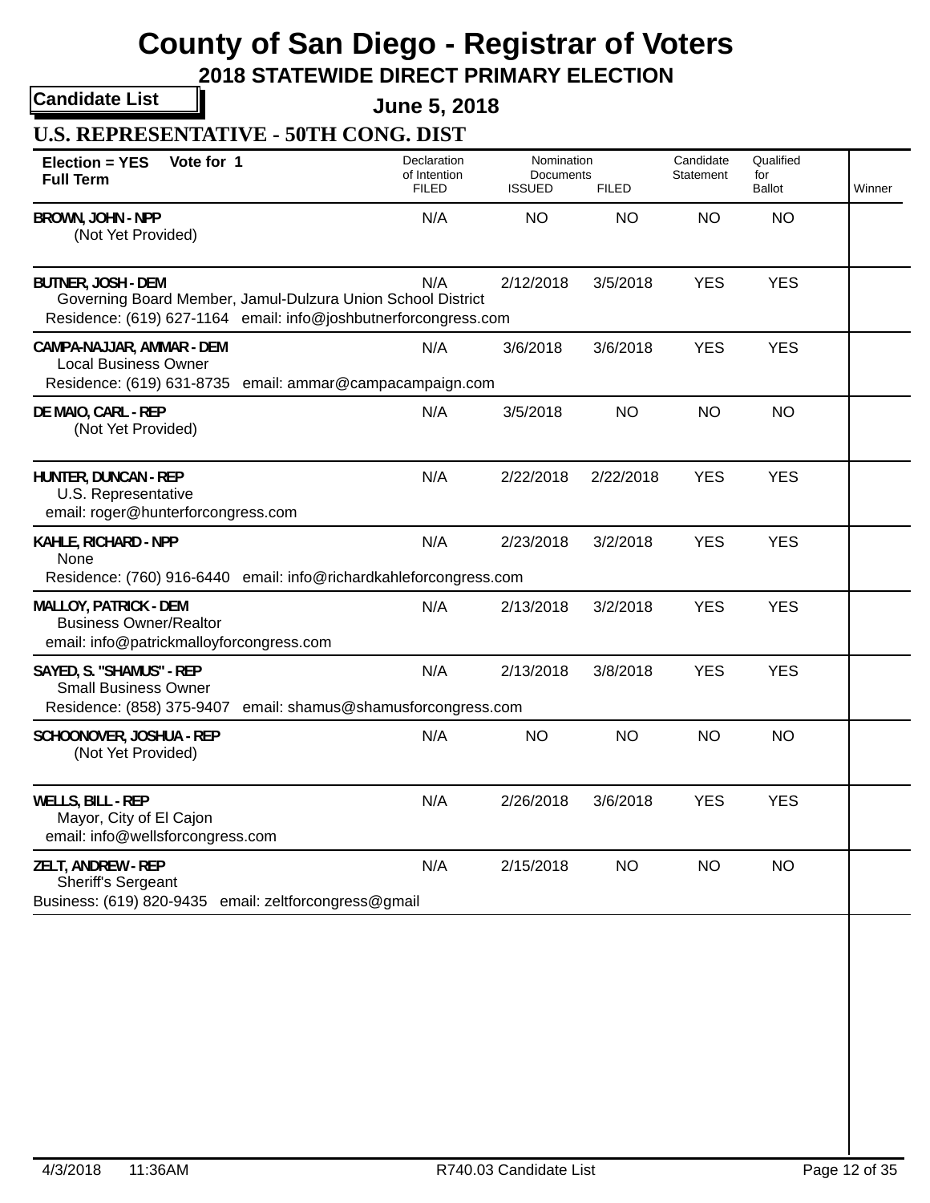# County of San Diego - Registrar of Voters

## 2018 STATEWIDE DIRECT PRIMARY ELECTION

**Candidate List**

**June 5, 2018**

### U.S. REPRESENTATIVE - 50TH CONG. DIST

**Election = YES Vote for 1**
**Full Term**

| Candidate | Declaration of Intention FILED | Nomination Documents ISSUED | Nomination Documents FILED | Candidate Statement | Qualified for Ballot | Winner |
|---|---|---|---|---|---|---|
| **BROWN, JOHN - NPP**<br>(Not Yet Provided) | N/A | NO | NO | NO | NO | |
| **BUTNER, JOSH - DEM**<br>Governing Board Member, Jamul-Dulzura Union School District<br>Residence: (619) 627-1164 email: info@joshbutnerforcongress.com | N/A | 2/12/2018 | 3/5/2018 | YES | YES | |
| **CAMPA-NAJJAR, AMMAR - DEM**<br>Local Business Owner<br>Residence: (619) 631-8735 email: ammar@campacampaign.com | N/A | 3/6/2018 | 3/6/2018 | YES | YES | |
| **DE MAIO, CARL - REP**<br>(Not Yet Provided) | N/A | 3/5/2018 | NO | NO | NO | |
| **HUNTER, DUNCAN - REP**<br>U.S. Representative<br>email: roger@hunterforcongress.com | N/A | 2/22/2018 | 2/22/2018 | YES | YES | |
| **KAHLE, RICHARD - NPP**<br>None<br>Residence: (760) 916-6440 email: info@richardkahleforcongress.com | N/A | 2/23/2018 | 3/2/2018 | YES | YES | |
| **MALLOY, PATRICK - DEM**<br>Business Owner/Realtor<br>email: info@patrickmalloyforcongress.com | N/A | 2/13/2018 | 3/2/2018 | YES | YES | |
| **SAYED, S. "SHAMUS" - REP**<br>Small Business Owner<br>Residence: (858) 375-9407 email: shamus@shamusforcongress.com | N/A | 2/13/2018 | 3/8/2018 | YES | YES | |
| **SCHOONOVER, JOSHUA - REP**<br>(Not Yet Provided) | N/A | NO | NO | NO | NO | |
| **WELLS, BILL - REP**<br>Mayor, City of El Cajon<br>email: info@wellsforcongress.com | N/A | 2/26/2018 | 3/6/2018 | YES | YES | |
| **ZELT, ANDREW - REP**<br>Sheriff's Sergeant<br>Business: (619) 820-9435 email: zeltforcongress@gmail | N/A | 2/15/2018 | NO | NO | NO | |

4/3/2018 11:36AM R740.03 Candidate List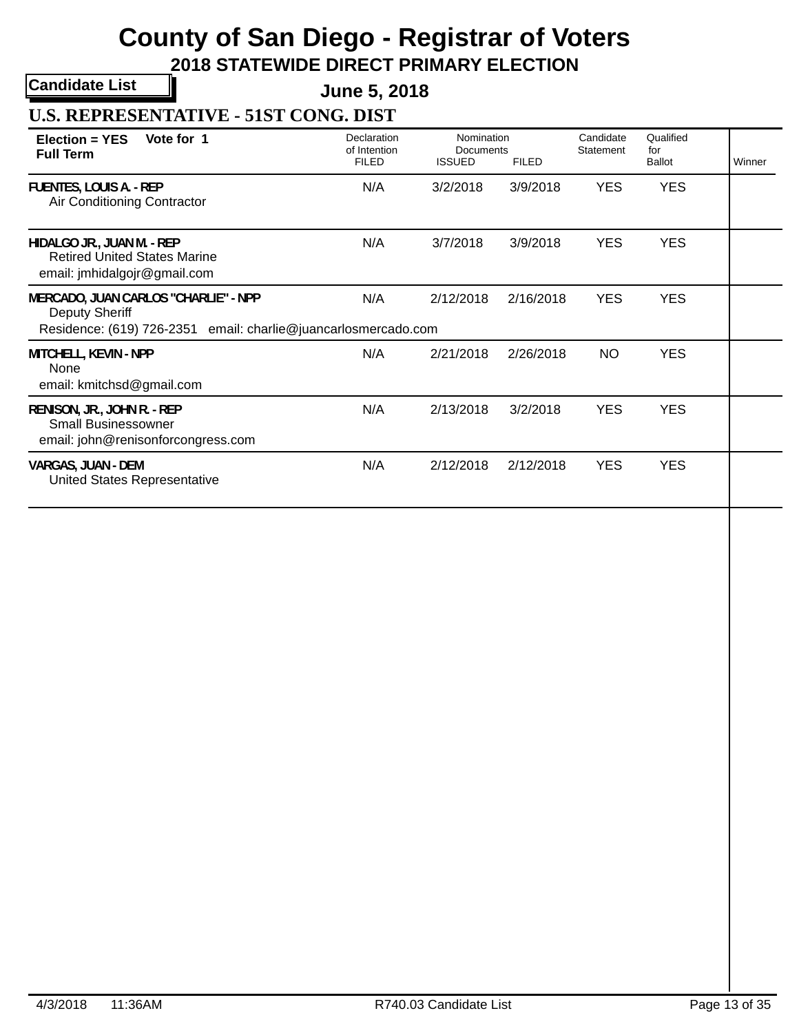# County of San Diego - Registrar of Voters

## 2018 STATEWIDE DIRECT PRIMARY ELECTION

**Candidate List**

**June 5, 2018**

### U.S. REPRESENTATIVE - 51ST CONG. DIST

| Election = YES Vote for 1 Full Term | Declaration of Intention FILED | Nomination Documents ISSUED | Nomination Documents FILED | Candidate Statement | Qualified for Ballot | Winner |
|---|---|---|---|---|---|---|
| **FUENTES, LOUIS A. - REP**<br>Air Conditioning Contractor | N/A | 3/2/2018 | 3/9/2018 | YES | YES | |
| **HIDALGO JR., JUAN M. - REP**<br>Retired United States Marine<br>email: jmhidalgojr@gmail.com | N/A | 3/7/2018 | 3/9/2018 | YES | YES | |
| **MERCADO, JUAN CARLOS "CHARLIE" - NPP**<br>Deputy Sheriff<br>Residence: (619) 726-2351 email: charlie@juancarlosmercado.com | N/A | 2/12/2018 | 2/16/2018 | YES | YES | |
| **MITCHELL, KEVIN - NPP**<br>None<br>email: kmitchsd@gmail.com | N/A | 2/21/2018 | 2/26/2018 | NO | YES | |
| **RENISON, JR., JOHN R. - REP**<br>Small Businessowner<br>email: john@renisonforcongress.com | N/A | 2/13/2018 | 3/2/2018 | YES | YES | |
| **VARGAS, JUAN - DEM**<br>United States Representative | N/A | 2/12/2018 | 2/12/2018 | YES | YES | |

4/3/2018 11:36AM R740.03 Candidate List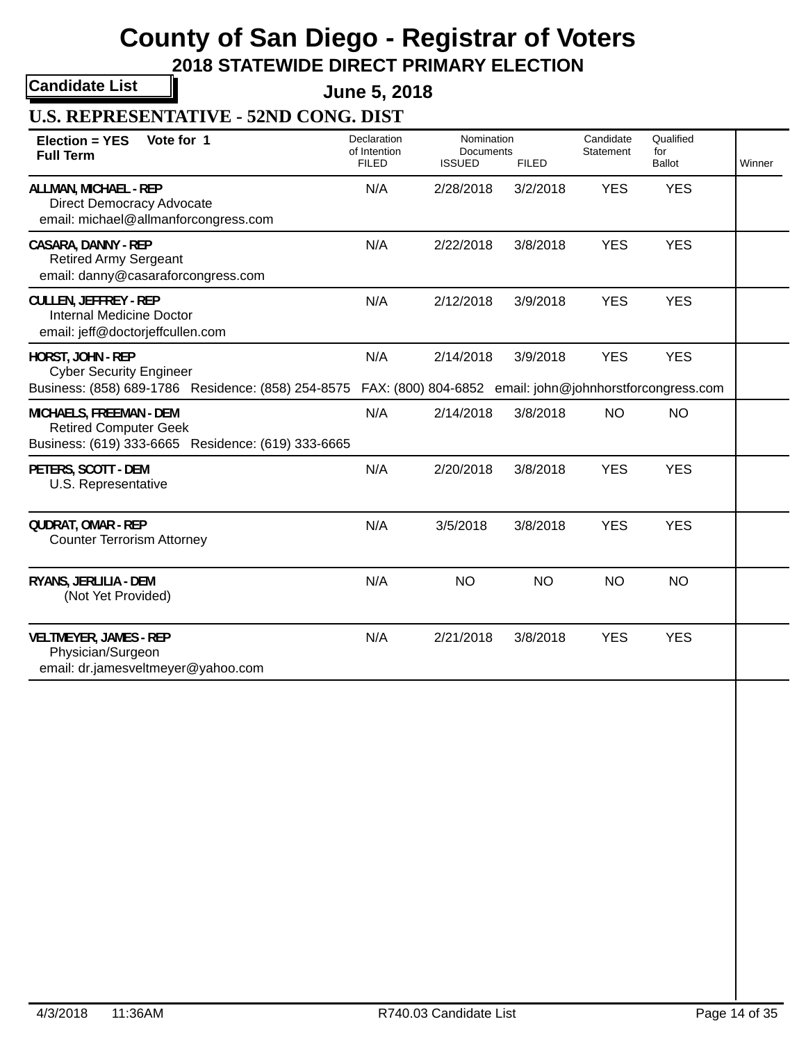# County of San Diego - Registrar of Voters

## 2018 STATEWIDE DIRECT PRIMARY ELECTION

**Candidate List**

**June 5, 2018**

### U.S. REPRESENTATIVE - 52ND CONG. DIST

| Election = YES Vote for 1<br>Full Term | Declaration of Intention FILED | Nomination Documents ISSUED | Nomination Documents FILED | Candidate Statement | Qualified for Ballot | Winner |
|---|---|---|---|---|---|---|
| **ALLMAN, MICHAEL - REP**<br>Direct Democracy Advocate<br>email: michael@allmanforcongress.com | N/A | 2/28/2018 | 3/2/2018 | YES | YES | |
| **CASARA, DANNY - REP**<br>Retired Army Sergeant<br>email: danny@casaraforcongress.com | N/A | 2/22/2018 | 3/8/2018 | YES | YES | |
| **CULLEN, JEFFREY - REP**<br>Internal Medicine Doctor<br>email: jeff@doctorjeffcullen.com | N/A | 2/12/2018 | 3/9/2018 | YES | YES | |
| **HORST, JOHN - REP**<br>Cyber Security Engineer<br>Business: (858) 689-1786 Residence: (858) 254-8575 FAX: (800) 804-6852 email: john@johnhorstforcongress.com | N/A | 2/14/2018 | 3/9/2018 | YES | YES | |
| **MICHAELS, FREEMAN - DEM**<br>Retired Computer Geek<br>Business: (619) 333-6665 Residence: (619) 333-6665 | N/A | 2/14/2018 | 3/8/2018 | NO | NO | |
| **PETERS, SCOTT - DEM**<br>U.S. Representative | N/A | 2/20/2018 | 3/8/2018 | YES | YES | |
| **QUDRAT, OMAR - REP**<br>Counter Terrorism Attorney | N/A | 3/5/2018 | 3/8/2018 | YES | YES | |
| **RYANS, JERLILIA - DEM**<br>(Not Yet Provided) | N/A | NO | NO | NO | NO | |
| **VELTMEYER, JAMES - REP**<br>Physician/Surgeon<br>email: dr.jamesveltmeyer@yahoo.com | N/A | 2/21/2018 | 3/8/2018 | YES | YES | |

4/3/2018 11:36AM R740.03 Candidate List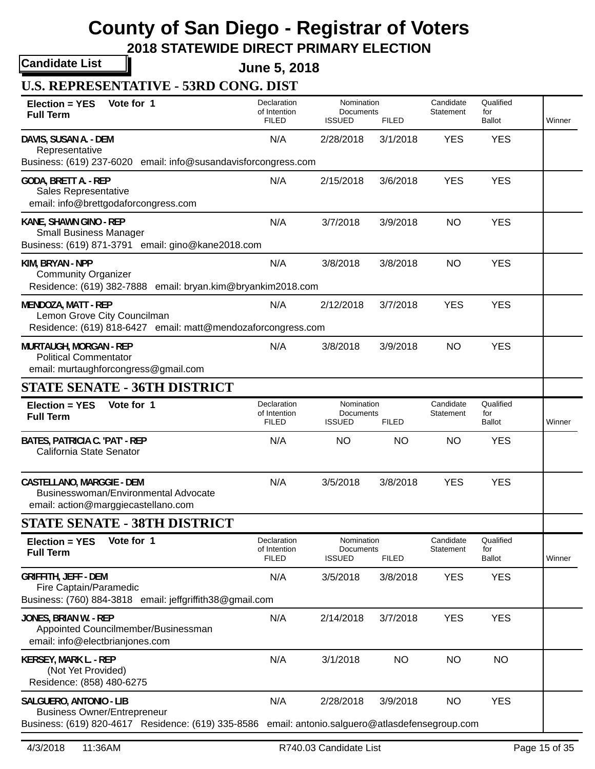# County of San Diego - Registrar of Voters

## 2018 STATEWIDE DIRECT PRIMARY ELECTION

**Candidate List**

**June 5, 2018**

### U.S. REPRESENTATIVE - 53RD CONG. DIST

**Election = YES** **Vote for 1**
**Full Term**

| Candidate | Declaration of Intention FILED | Nomination Documents ISSUED | Nomination Documents FILED | Candidate Statement | Qualified for Ballot | Winner |
|---|---|---|---|---|---|---|
| **DAVIS, SUSAN A. - DEM**<br>Representative<br>Business: (619) 237-6020 email: info@susandavisforcongress.com | N/A | 2/28/2018 | 3/1/2018 | YES | YES | |
| **GODA, BRETT A. - REP**<br>Sales Representative<br>email: info@brettgodaforcongress.com | N/A | 2/15/2018 | 3/6/2018 | YES | YES | |
| **KANE, SHAWN GINO - REP**<br>Small Business Manager<br>Business: (619) 871-3791 email: gino@kane2018.com | N/A | 3/7/2018 | 3/9/2018 | NO | YES | |
| **KIM, BRYAN - NPP**<br>Community Organizer<br>Residence: (619) 382-7888 email: bryan.kim@bryankim2018.com | N/A | 3/8/2018 | 3/8/2018 | NO | YES | |
| **MENDOZA, MATT - REP**<br>Lemon Grove City Councilman<br>Residence: (619) 818-6427 email: matt@mendozaforcongress.com | N/A | 2/12/2018 | 3/7/2018 | YES | YES | |
| **MURTAUGH, MORGAN - REP**<br>Political Commentator<br>email: murtaughforcongress@gmail.com | N/A | 3/8/2018 | 3/9/2018 | NO | YES | |

### STATE SENATE - 36TH DISTRICT

**Election = YES** **Vote for 1**
**Full Term**

| Candidate | Declaration of Intention FILED | Nomination Documents ISSUED | Nomination Documents FILED | Candidate Statement | Qualified for Ballot | Winner |
|---|---|---|---|---|---|---|
| **BATES, PATRICIA C. 'PAT' - REP**<br>California State Senator | N/A | NO | NO | NO | YES | |
| **CASTELLANO, MARGGIE - DEM**<br>Businesswoman/Environmental Advocate<br>email: action@marggiecastellano.com | N/A | 3/5/2018 | 3/8/2018 | YES | YES | |

### STATE SENATE - 38TH DISTRICT

**Election = YES** **Vote for 1**
**Full Term**

| Candidate | Declaration of Intention FILED | Nomination Documents ISSUED | Nomination Documents FILED | Candidate Statement | Qualified for Ballot | Winner |
|---|---|---|---|---|---|---|
| **GRIFFITH, JEFF - DEM**<br>Fire Captain/Paramedic<br>Business: (760) 884-3818 email: jeffgriffith38@gmail.com | N/A | 3/5/2018 | 3/8/2018 | YES | YES | |
| **JONES, BRIAN W. - REP**<br>Appointed Councilmember/Businessman<br>email: info@electbrianjones.com | N/A | 2/14/2018 | 3/7/2018 | YES | YES | |
| **KERSEY, MARK L. - REP**<br>(Not Yet Provided)<br>Residence: (858) 480-6275 | N/A | 3/1/2018 | NO | NO | NO | |
| **SALGUERO, ANTONIO - LIB**<br>Business Owner/Entrepreneur<br>Business: (619) 820-4617 Residence: (619) 335-8586 email: antonio.salguero@atlasdefensegroup.com | N/A | 2/28/2018 | 3/9/2018 | NO | YES | |

4/3/2018 11:36AM R740.03 Candidate List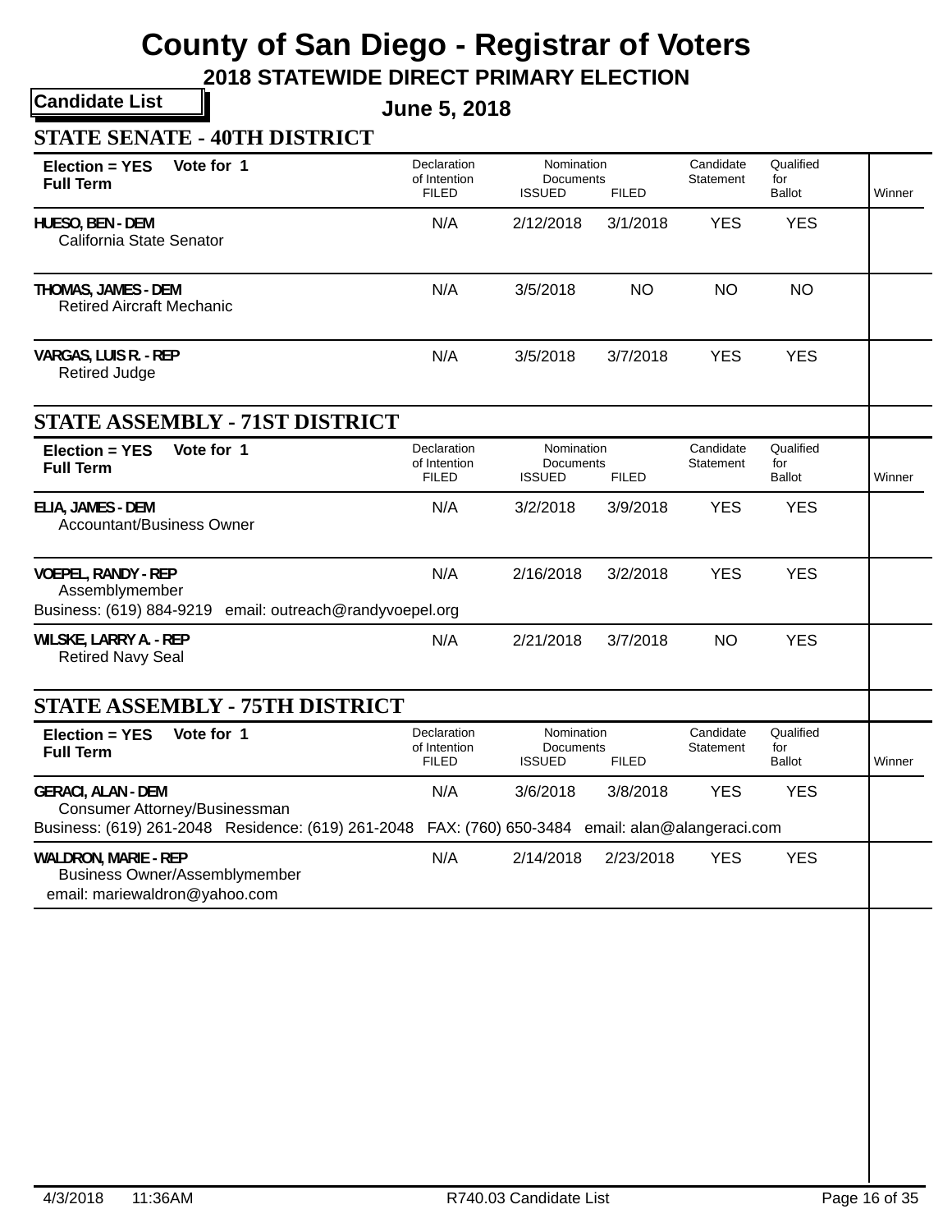# County of San Diego - Registrar of Voters

## 2018 STATEWIDE DIRECT PRIMARY ELECTION

**Candidate List** June 5, 2018

### STATE SENATE - 40TH DISTRICT

| Election = YES Vote for 1 Full Term | Declaration of Intention FILED | Nomination Documents ISSUED | Nomination Documents FILED | Candidate Statement | Qualified for Ballot | Winner |
|---|---|---|---|---|---|---|
| **HUESO, BEN - DEM**<br>California State Senator | N/A | 2/12/2018 | 3/1/2018 | YES | YES | |
| **THOMAS, JAMES - DEM**<br>Retired Aircraft Mechanic | N/A | 3/5/2018 | NO | NO | NO | |
| **VARGAS, LUIS R. - REP**<br>Retired Judge | N/A | 3/5/2018 | 3/7/2018 | YES | YES | |

### STATE ASSEMBLY - 71ST DISTRICT

| Election = YES Vote for 1 Full Term | Declaration of Intention FILED | Nomination Documents ISSUED | Nomination Documents FILED | Candidate Statement | Qualified for Ballot | Winner |
|---|---|---|---|---|---|---|
| **ELIA, JAMES - DEM**<br>Accountant/Business Owner | N/A | 3/2/2018 | 3/9/2018 | YES | YES | |
| **VOEPEL, RANDY - REP**<br>Assemblymember<br>Business: (619) 884-9219 email: outreach@randyvoepel.org | N/A | 2/16/2018 | 3/2/2018 | YES | YES | |
| **WILSKE, LARRY A. - REP**<br>Retired Navy Seal | N/A | 2/21/2018 | 3/7/2018 | NO | YES | |

### STATE ASSEMBLY - 75TH DISTRICT

| Election = YES Vote for 1 Full Term | Declaration of Intention FILED | Nomination Documents ISSUED | Nomination Documents FILED | Candidate Statement | Qualified for Ballot | Winner |
|---|---|---|---|---|---|---|
| **GERACI, ALAN - DEM**<br>Consumer Attorney/Businessman<br>Business: (619) 261-2048 Residence: (619) 261-2048 FAX: (760) 650-3484 email: alan@alangeraci.com | N/A | 3/6/2018 | 3/8/2018 | YES | YES | |
| **WALDRON, MARIE - REP**<br>Business Owner/Assemblymember<br>email: mariewaldron@yahoo.com | N/A | 2/14/2018 | 2/23/2018 | YES | YES | |

4/3/2018 11:36AM R740.03 Candidate List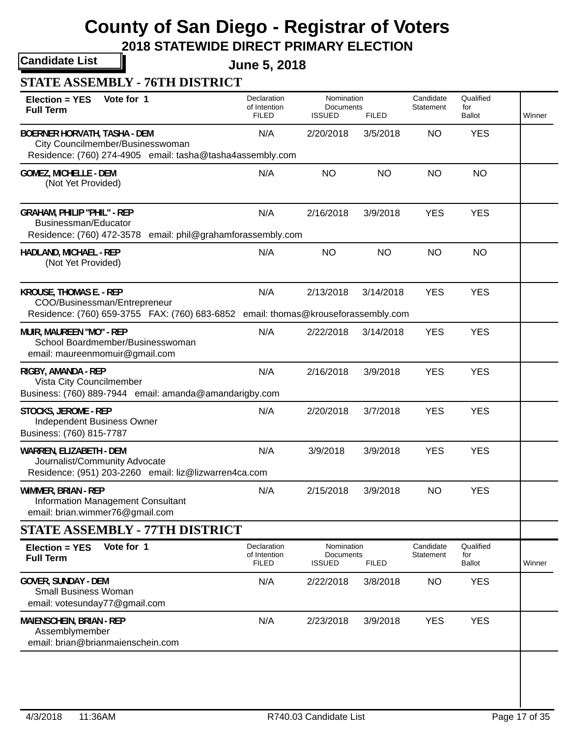# County of San Diego - Registrar of Voters

## 2018 STATEWIDE DIRECT PRIMARY ELECTION

**Candidate List**

**June 5, 2018**

### STATE ASSEMBLY - 76TH DISTRICT

**Election = YES** **Vote for 1**
**Full Term**

| Candidate | Declaration of Intention FILED | Nomination Documents ISSUED | Nomination Documents FILED | Candidate Statement | Qualified for Ballot | Winner |
|---|---|---|---|---|---|---|
| **BOERNER HORVATH, TASHA - DEM**<br>City Councilmember/Businesswoman<br>Residence: (760) 274-4905 email: tasha@tasha4assembly.com | N/A | 2/20/2018 | 3/5/2018 | NO | YES | |
| **GOMEZ, MICHELLE - DEM**<br>(Not Yet Provided) | N/A | NO | NO | NO | NO | |
| **GRAHAM, PHILIP "PHIL" - REP**<br>Businessman/Educator<br>Residence: (760) 472-3578 email: phil@grahamforassembly.com | N/A | 2/16/2018 | 3/9/2018 | YES | YES | |
| **HADLAND, MICHAEL - REP**<br>(Not Yet Provided) | N/A | NO | NO | NO | NO | |
| **KROUSE, THOMAS E. - REP**<br>COO/Businessman/Entrepreneur<br>Residence: (760) 659-3755 FAX: (760) 683-6852 email: thomas@krouseforassembly.com | N/A | 2/13/2018 | 3/14/2018 | YES | YES | |
| **MUIR, MAUREEN "MO" - REP**<br>School Boardmember/Businesswoman<br>email: maureenmomuir@gmail.com | N/A | 2/22/2018 | 3/14/2018 | YES | YES | |
| **RIGBY, AMANDA - REP**<br>Vista City Councilmember<br>Business: (760) 889-7944 email: amanda@amandarigby.com | N/A | 2/16/2018 | 3/9/2018 | YES | YES | |
| **STOCKS, JEROME - REP**<br>Independent Business Owner<br>Business: (760) 815-7787 | N/A | 2/20/2018 | 3/7/2018 | YES | YES | |
| **WARREN, ELIZABETH - DEM**<br>Journalist/Community Advocate<br>Residence: (951) 203-2260 email: liz@lizwarren4ca.com | N/A | 3/9/2018 | 3/9/2018 | YES | YES | |
| **WIMMER, BRIAN - REP**<br>Information Management Consultant<br>email: brian.wimmer76@gmail.com | N/A | 2/15/2018 | 3/9/2018 | NO | YES | |

### STATE ASSEMBLY - 77TH DISTRICT

**Election = YES** **Vote for 1**
**Full Term**

| Candidate | Declaration of Intention FILED | Nomination Documents ISSUED | Nomination Documents FILED | Candidate Statement | Qualified for Ballot | Winner |
|---|---|---|---|---|---|---|
| **GOVER, SUNDAY - DEM**<br>Small Business Woman<br>email: votesunday77@gmail.com | N/A | 2/22/2018 | 3/8/2018 | NO | YES | |
| **MAIENSCHEIN, BRIAN - REP**<br>Assemblymember<br>email: brian@brianmaienschein.com | N/A | 2/23/2018 | 3/9/2018 | YES | YES | |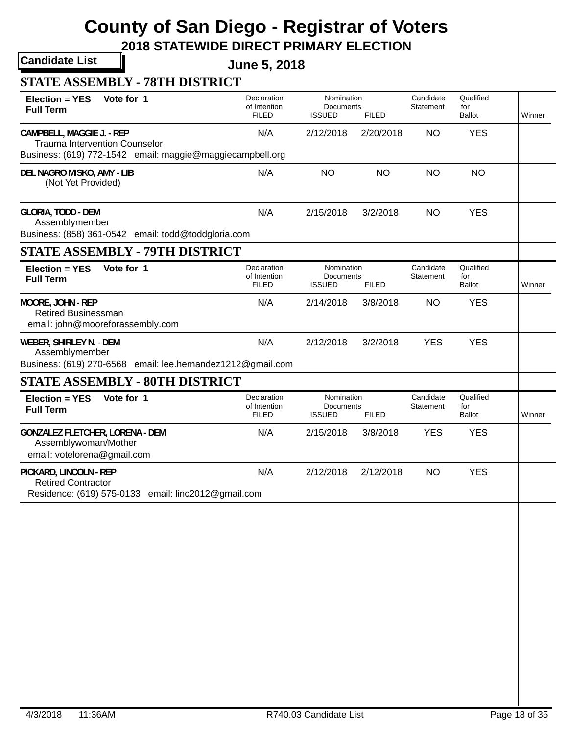# County of San Diego - Registrar of Voters

## 2018 STATEWIDE DIRECT PRIMARY ELECTION

**Candidate List**

**June 5, 2018**

### STATE ASSEMBLY - 78TH DISTRICT

| Election = YES Vote for 1 Full Term | Declaration of Intention FILED | Nomination Documents ISSUED | Nomination Documents FILED | Candidate Statement | Qualified for Ballot | Winner |
|---|---|---|---|---|---|---|
| **CAMPBELL, MAGGIE J. - REP** Trauma Intervention Counselor Business: (619) 772-1542 email: maggie@maggiecampbell.org | N/A | 2/12/2018 | 2/20/2018 | NO | YES | |
| **DEL NAGRO MISKO, AMY - LIB** (Not Yet Provided) | N/A | NO | NO | NO | NO | |
| **GLORIA, TODD - DEM** Assemblymember Business: (858) 361-0542 email: todd@toddgloria.com | N/A | 2/15/2018 | 3/2/2018 | NO | YES | |

### STATE ASSEMBLY - 79TH DISTRICT

| Election = YES Vote for 1 Full Term | Declaration of Intention FILED | Nomination Documents ISSUED | Nomination Documents FILED | Candidate Statement | Qualified for Ballot | Winner |
|---|---|---|---|---|---|---|
| **MOORE, JOHN - REP** Retired Businessman email: john@mooreforassembly.com | N/A | 2/14/2018 | 3/8/2018 | NO | YES | |
| **WEBER, SHIRLEY N. - DEM** Assemblymember Business: (619) 270-6568 email: lee.hernandez1212@gmail.com | N/A | 2/12/2018 | 3/2/2018 | YES | YES | |

### STATE ASSEMBLY - 80TH DISTRICT

| Election = YES Vote for 1 Full Term | Declaration of Intention FILED | Nomination Documents ISSUED | Nomination Documents FILED | Candidate Statement | Qualified for Ballot | Winner |
|---|---|---|---|---|---|---|
| **GONZALEZ FLETCHER, LORENA - DEM** Assemblywoman/Mother email: votelorena@gmail.com | N/A | 2/15/2018 | 3/8/2018 | YES | YES | |
| **PICKARD, LINCOLN - REP** Retired Contractor Residence: (619) 575-0133 email: linc2012@gmail.com | N/A | 2/12/2018 | 2/12/2018 | NO | YES | |

4/3/2018 11:36AM R740.03 Candidate List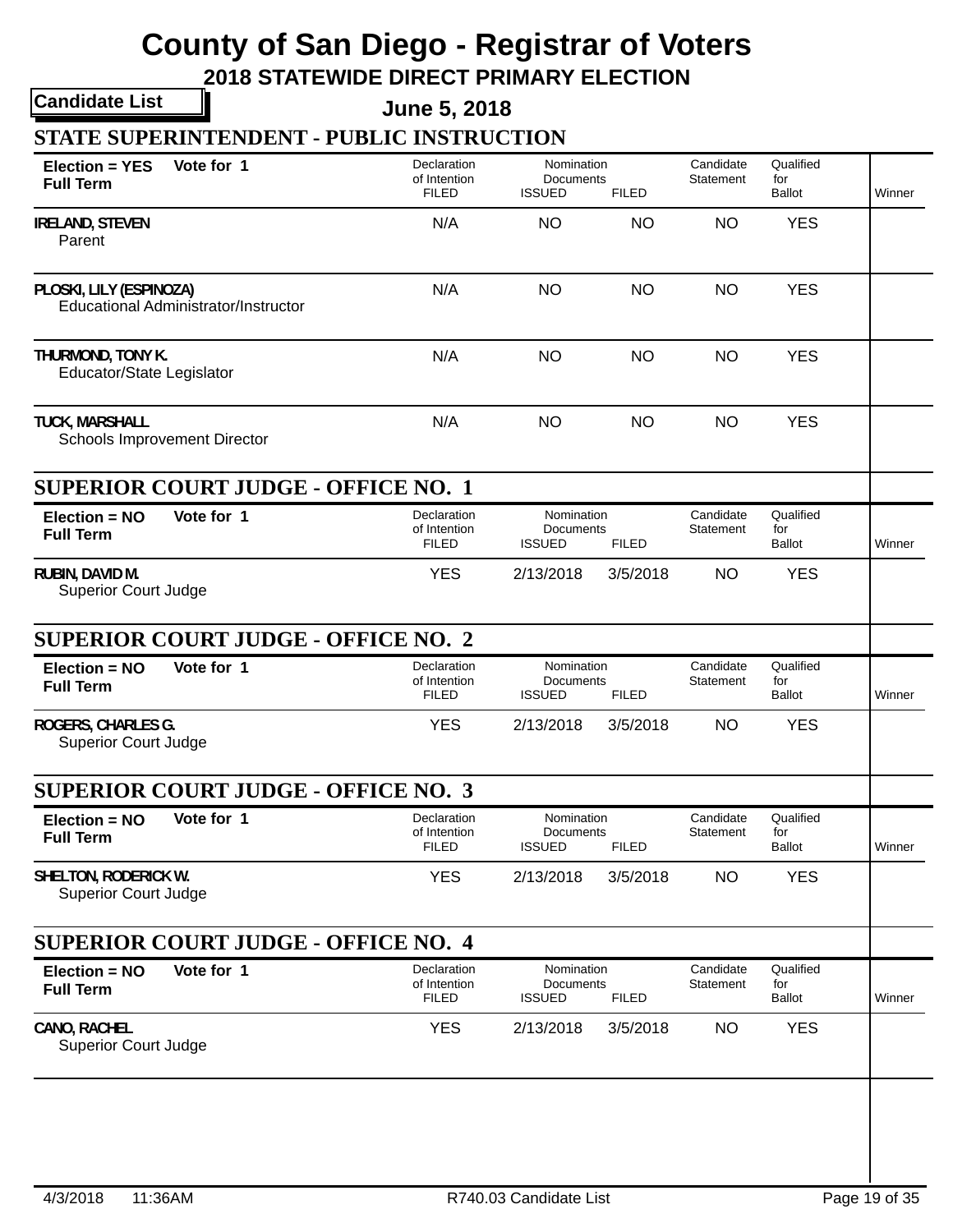# County of San Diego - Registrar of Voters

## 2018 STATEWIDE DIRECT PRIMARY ELECTION

**Candidate List**

**June 5, 2018**

### STATE SUPERINTENDENT - PUBLIC INSTRUCTION

**Election = YES** **Vote for 1**
**Full Term**

| Candidate | Declaration of Intention FILED | Nomination Documents ISSUED | Nomination Documents FILED | Candidate Statement | Qualified for Ballot | Winner |
|---|---|---|---|---|---|---|
| IRELAND, STEVEN<br>Parent | N/A | NO | NO | NO | YES | |
| PLOSKI, LILY (ESPINOZA)<br>Educational Administrator/Instructor | N/A | NO | NO | NO | YES | |
| THURMOND, TONY K.<br>Educator/State Legislator | N/A | NO | NO | NO | YES | |
| TUCK, MARSHALL<br>Schools Improvement Director | N/A | NO | NO | NO | YES | |

### SUPERIOR COURT JUDGE - OFFICE NO. 1

**Election = NO** **Vote for 1**
**Full Term**

| Candidate | Declaration of Intention FILED | Nomination Documents ISSUED | Nomination Documents FILED | Candidate Statement | Qualified for Ballot | Winner |
|---|---|---|---|---|---|---|
| RUBIN, DAVID M.<br>Superior Court Judge | YES | 2/13/2018 | 3/5/2018 | NO | YES | |

### SUPERIOR COURT JUDGE - OFFICE NO. 2

**Election = NO** **Vote for 1**
**Full Term**

| Candidate | Declaration of Intention FILED | Nomination Documents ISSUED | Nomination Documents FILED | Candidate Statement | Qualified for Ballot | Winner |
|---|---|---|---|---|---|---|
| ROGERS, CHARLES G.<br>Superior Court Judge | YES | 2/13/2018 | 3/5/2018 | NO | YES | |

### SUPERIOR COURT JUDGE - OFFICE NO. 3

**Election = NO** **Vote for 1**
**Full Term**

| Candidate | Declaration of Intention FILED | Nomination Documents ISSUED | Nomination Documents FILED | Candidate Statement | Qualified for Ballot | Winner |
|---|---|---|---|---|---|---|
| SHELTON, RODERICK W.<br>Superior Court Judge | YES | 2/13/2018 | 3/5/2018 | NO | YES | |

### SUPERIOR COURT JUDGE - OFFICE NO. 4

**Election = NO** **Vote for 1**
**Full Term**

| Candidate | Declaration of Intention FILED | Nomination Documents ISSUED | Nomination Documents FILED | Candidate Statement | Qualified for Ballot | Winner |
|---|---|---|---|---|---|---|
| CANO, RACHEL<br>Superior Court Judge | YES | 2/13/2018 | 3/5/2018 | NO | YES | |

4/3/2018 11:36AM R740.03 Candidate List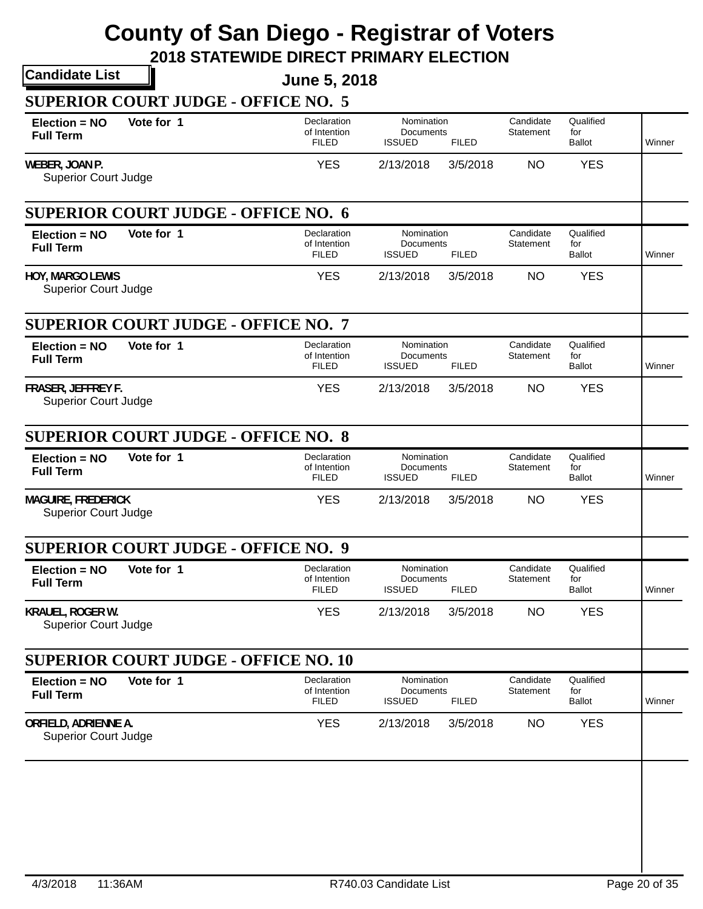# County of San Diego - Registrar of Voters

## 2018 STATEWIDE DIRECT PRIMARY ELECTION

**Candidate List**

**June 5, 2018**

### SUPERIOR COURT JUDGE - OFFICE NO. 5

| Election = NO Full Term | Vote for 1 | Declaration of Intention FILED | Nomination Documents ISSUED | Nomination Documents FILED | Candidate Statement | Qualified for Ballot | Winner |
|---|---|---|---|---|---|---|---|
| WEBER, JOAN P. Superior Court Judge | | YES | 2/13/2018 | 3/5/2018 | NO | YES | |

### SUPERIOR COURT JUDGE - OFFICE NO. 6

| Election = NO Full Term | Vote for 1 | Declaration of Intention FILED | Nomination Documents ISSUED | Nomination Documents FILED | Candidate Statement | Qualified for Ballot | Winner |
|---|---|---|---|---|---|---|---|
| HOY, MARGO LEWIS Superior Court Judge | | YES | 2/13/2018 | 3/5/2018 | NO | YES | |

### SUPERIOR COURT JUDGE - OFFICE NO. 7

| Election = NO Full Term | Vote for 1 | Declaration of Intention FILED | Nomination Documents ISSUED | Nomination Documents FILED | Candidate Statement | Qualified for Ballot | Winner |
|---|---|---|---|---|---|---|---|
| FRASER, JEFFREY F. Superior Court Judge | | YES | 2/13/2018 | 3/5/2018 | NO | YES | |

### SUPERIOR COURT JUDGE - OFFICE NO. 8

| Election = NO Full Term | Vote for 1 | Declaration of Intention FILED | Nomination Documents ISSUED | Nomination Documents FILED | Candidate Statement | Qualified for Ballot | Winner |
|---|---|---|---|---|---|---|---|
| MAGUIRE, FREDERICK Superior Court Judge | | YES | 2/13/2018 | 3/5/2018 | NO | YES | |

### SUPERIOR COURT JUDGE - OFFICE NO. 9

| Election = NO Full Term | Vote for 1 | Declaration of Intention FILED | Nomination Documents ISSUED | Nomination Documents FILED | Candidate Statement | Qualified for Ballot | Winner |
|---|---|---|---|---|---|---|---|
| KRAUEL, ROGER W. Superior Court Judge | | YES | 2/13/2018 | 3/5/2018 | NO | YES | |

### SUPERIOR COURT JUDGE - OFFICE NO. 10

| Election = NO Full Term | Vote for 1 | Declaration of Intention FILED | Nomination Documents ISSUED | Nomination Documents FILED | Candidate Statement | Qualified for Ballot | Winner |
|---|---|---|---|---|---|---|---|
| ORFIELD, ADRIENNE A. Superior Court Judge | | YES | 2/13/2018 | 3/5/2018 | NO | YES | |

4/3/2018 11:36AM R740.03 Candidate List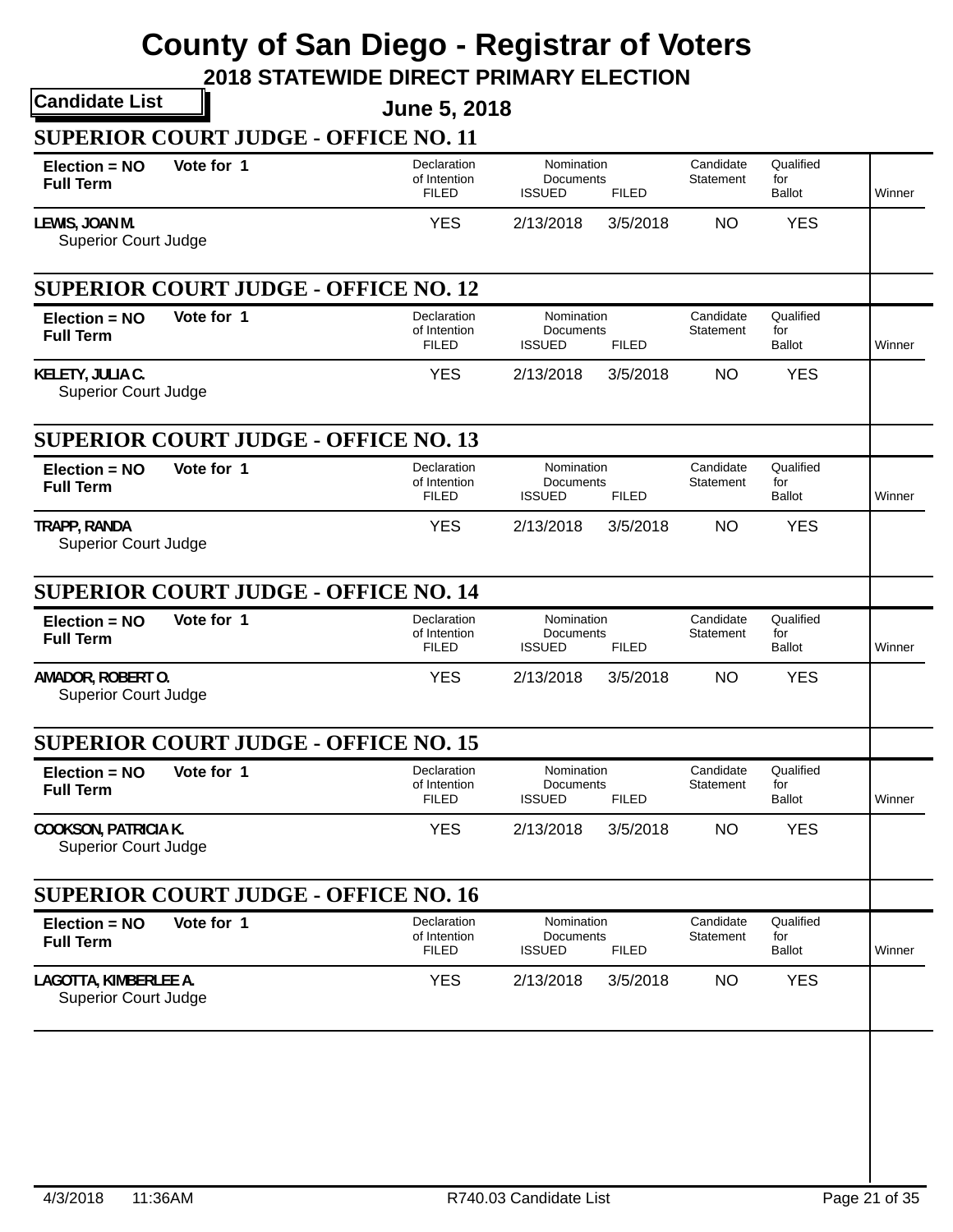# County of San Diego - Registrar of Voters

## 2018 STATEWIDE DIRECT PRIMARY ELECTION

**Candidate List**

**June 5, 2018**

### SUPERIOR COURT JUDGE - OFFICE NO. 11

| Election = NO Full Term | Vote for 1 | Declaration of Intention FILED | Nomination Documents ISSUED | Nomination Documents FILED | Candidate Statement | Qualified for Ballot | Winner |
|---|---|---|---|---|---|---|---|
| LEWIS, JOAN M. Superior Court Judge | | YES | 2/13/2018 | 3/5/2018 | NO | YES | |

### SUPERIOR COURT JUDGE - OFFICE NO. 12

| Election = NO Full Term | Vote for 1 | Declaration of Intention FILED | Nomination Documents ISSUED | Nomination Documents FILED | Candidate Statement | Qualified for Ballot | Winner |
|---|---|---|---|---|---|---|---|
| KELETY, JULIA C. Superior Court Judge | | YES | 2/13/2018 | 3/5/2018 | NO | YES | |

### SUPERIOR COURT JUDGE - OFFICE NO. 13

| Election = NO Full Term | Vote for 1 | Declaration of Intention FILED | Nomination Documents ISSUED | Nomination Documents FILED | Candidate Statement | Qualified for Ballot | Winner |
|---|---|---|---|---|---|---|---|
| TRAPP, RANDA Superior Court Judge | | YES | 2/13/2018 | 3/5/2018 | NO | YES | |

### SUPERIOR COURT JUDGE - OFFICE NO. 14

| Election = NO Full Term | Vote for 1 | Declaration of Intention FILED | Nomination Documents ISSUED | Nomination Documents FILED | Candidate Statement | Qualified for Ballot | Winner |
|---|---|---|---|---|---|---|---|
| AMADOR, ROBERT O. Superior Court Judge | | YES | 2/13/2018 | 3/5/2018 | NO | YES | |

### SUPERIOR COURT JUDGE - OFFICE NO. 15

| Election = NO Full Term | Vote for 1 | Declaration of Intention FILED | Nomination Documents ISSUED | Nomination Documents FILED | Candidate Statement | Qualified for Ballot | Winner |
|---|---|---|---|---|---|---|---|
| COOKSON, PATRICIA K. Superior Court Judge | | YES | 2/13/2018 | 3/5/2018 | NO | YES | |

### SUPERIOR COURT JUDGE - OFFICE NO. 16

| Election = NO Full Term | Vote for 1 | Declaration of Intention FILED | Nomination Documents ISSUED | Nomination Documents FILED | Candidate Statement | Qualified for Ballot | Winner |
|---|---|---|---|---|---|---|---|
| LAGOTTA, KIMBERLEE A. Superior Court Judge | | YES | 2/13/2018 | 3/5/2018 | NO | YES | |

4/3/2018 11:36AM R740.03 Candidate List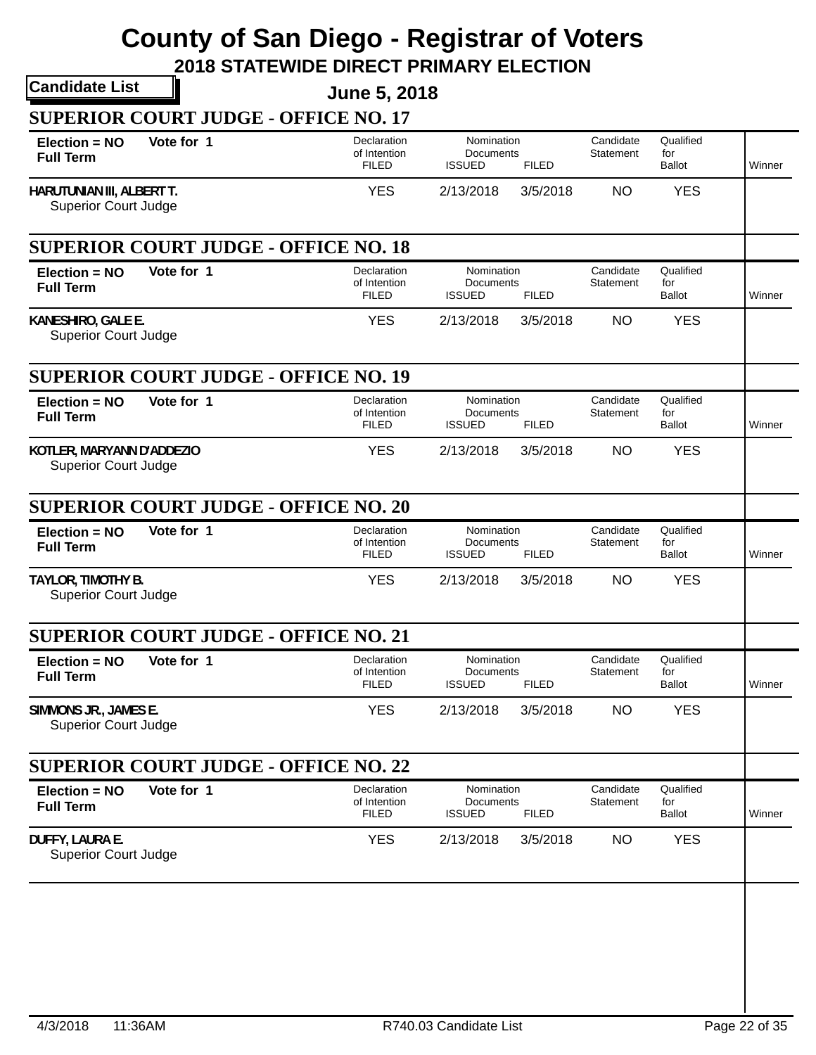# County of San Diego - Registrar of Voters

## 2018 STATEWIDE DIRECT PRIMARY ELECTION

**Candidate List**

**June 5, 2018**

### SUPERIOR COURT JUDGE - OFFICE NO. 17

| Election = NO Full Term | Vote for 1 | Declaration of Intention FILED | Nomination Documents ISSUED | Nomination Documents FILED | Candidate Statement | Qualified for Ballot | Winner |
|---|---|---|---|---|---|---|---|
| HARUTUNIAN III, ALBERT T. Superior Court Judge | | YES | 2/13/2018 | 3/5/2018 | NO | YES | |

### SUPERIOR COURT JUDGE - OFFICE NO. 18

| Election = NO Full Term | Vote for 1 | Declaration of Intention FILED | Nomination Documents ISSUED | Nomination Documents FILED | Candidate Statement | Qualified for Ballot | Winner |
|---|---|---|---|---|---|---|---|
| KANESHIRO, GALE E. Superior Court Judge | | YES | 2/13/2018 | 3/5/2018 | NO | YES | |

### SUPERIOR COURT JUDGE - OFFICE NO. 19

| Election = NO Full Term | Vote for 1 | Declaration of Intention FILED | Nomination Documents ISSUED | Nomination Documents FILED | Candidate Statement | Qualified for Ballot | Winner |
|---|---|---|---|---|---|---|---|
| KOTLER, MARYANN D'ADDEZIO Superior Court Judge | | YES | 2/13/2018 | 3/5/2018 | NO | YES | |

### SUPERIOR COURT JUDGE - OFFICE NO. 20

| Election = NO Full Term | Vote for 1 | Declaration of Intention FILED | Nomination Documents ISSUED | Nomination Documents FILED | Candidate Statement | Qualified for Ballot | Winner |
|---|---|---|---|---|---|---|---|
| TAYLOR, TIMOTHY B. Superior Court Judge | | YES | 2/13/2018 | 3/5/2018 | NO | YES | |

### SUPERIOR COURT JUDGE - OFFICE NO. 21

| Election = NO Full Term | Vote for 1 | Declaration of Intention FILED | Nomination Documents ISSUED | Nomination Documents FILED | Candidate Statement | Qualified for Ballot | Winner |
|---|---|---|---|---|---|---|---|
| SIMMONS JR., JAMES E. Superior Court Judge | | YES | 2/13/2018 | 3/5/2018 | NO | YES | |

### SUPERIOR COURT JUDGE - OFFICE NO. 22

| Election = NO Full Term | Vote for 1 | Declaration of Intention FILED | Nomination Documents ISSUED | Nomination Documents FILED | Candidate Statement | Qualified for Ballot | Winner |
|---|---|---|---|---|---|---|---|
| DUFFY, LAURA E. Superior Court Judge | | YES | 2/13/2018 | 3/5/2018 | NO | YES | |

4/3/2018 11:36AM R740.03 Candidate List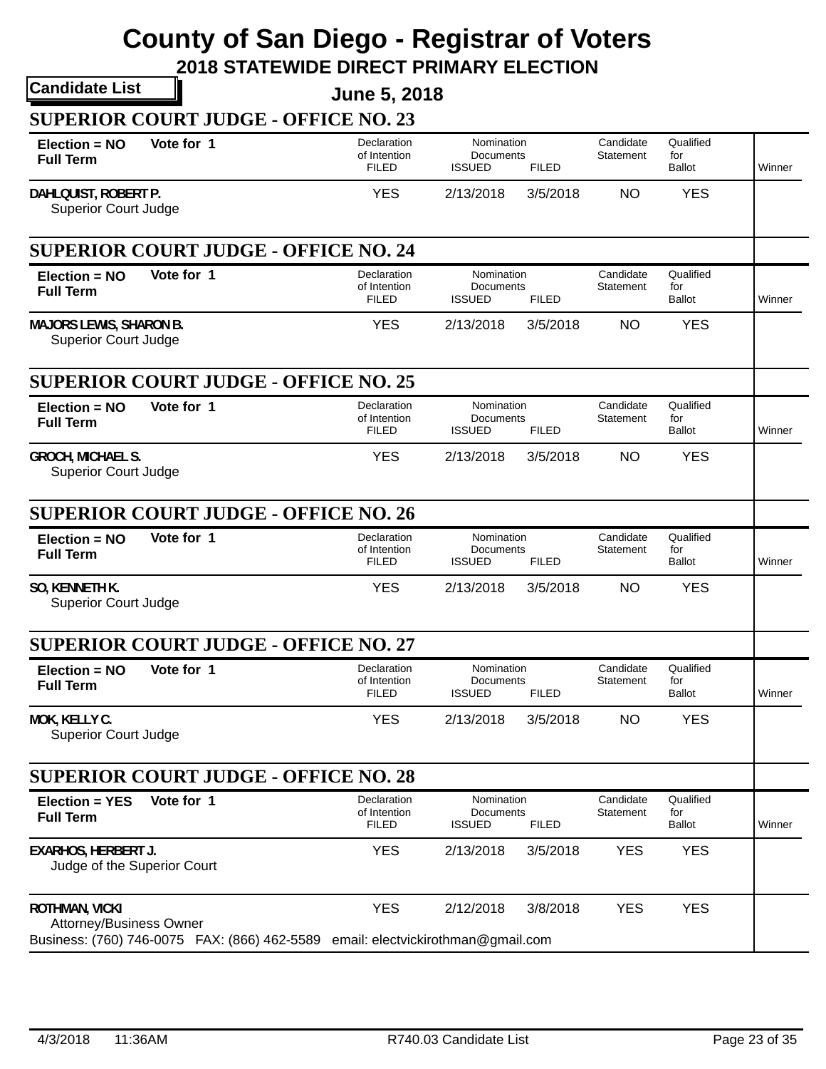# County of San Diego - Registrar of Voters

## 2018 STATEWIDE DIRECT PRIMARY ELECTION

**Candidate List**

**June 5, 2018**

### SUPERIOR COURT JUDGE - OFFICE NO. 23

| Election = NO Full Term / Vote for 1 | Declaration of Intention FILED | Nomination Documents ISSUED | Nomination Documents FILED | Candidate Statement | Qualified for Ballot | Winner |
|---|---|---|---|---|---|---|
| **DAHLQUIST, ROBERT P.**<br>Superior Court Judge | YES | 2/13/2018 | 3/5/2018 | NO | YES | |

### SUPERIOR COURT JUDGE - OFFICE NO. 24

| Election = NO Full Term / Vote for 1 | Declaration of Intention FILED | Nomination Documents ISSUED | Nomination Documents FILED | Candidate Statement | Qualified for Ballot | Winner |
|---|---|---|---|---|---|---|
| **MAJORS LEWIS, SHARON B.**<br>Superior Court Judge | YES | 2/13/2018 | 3/5/2018 | NO | YES | |

### SUPERIOR COURT JUDGE - OFFICE NO. 25

| Election = NO Full Term / Vote for 1 | Declaration of Intention FILED | Nomination Documents ISSUED | Nomination Documents FILED | Candidate Statement | Qualified for Ballot | Winner |
|---|---|---|---|---|---|---|
| **GROCH, MICHAEL S.**<br>Superior Court Judge | YES | 2/13/2018 | 3/5/2018 | NO | YES | |

### SUPERIOR COURT JUDGE - OFFICE NO. 26

| Election = NO Full Term / Vote for 1 | Declaration of Intention FILED | Nomination Documents ISSUED | Nomination Documents FILED | Candidate Statement | Qualified for Ballot | Winner |
|---|---|---|---|---|---|---|
| **SO, KENNETH K.**<br>Superior Court Judge | YES | 2/13/2018 | 3/5/2018 | NO | YES | |

### SUPERIOR COURT JUDGE - OFFICE NO. 27

| Election = NO Full Term / Vote for 1 | Declaration of Intention FILED | Nomination Documents ISSUED | Nomination Documents FILED | Candidate Statement | Qualified for Ballot | Winner |
|---|---|---|---|---|---|---|
| **MOK, KELLY C.**<br>Superior Court Judge | YES | 2/13/2018 | 3/5/2018 | NO | YES | |

### SUPERIOR COURT JUDGE - OFFICE NO. 28

| Election = YES Full Term / Vote for 1 | Declaration of Intention FILED | Nomination Documents ISSUED | Nomination Documents FILED | Candidate Statement | Qualified for Ballot | Winner |
|---|---|---|---|---|---|---|
| **EXARHOS, HERBERT J.**<br>Judge of the Superior Court | YES | 2/13/2018 | 3/5/2018 | YES | YES | |
| **ROTHMAN, VICKI**<br>Attorney/Business Owner<br>Business: (760) 746-0075 FAX: (866) 462-5589 email: electvickirothman@gmail.com | YES | 2/12/2018 | 3/8/2018 | YES | YES | |

4/3/2018 11:36AM R740.03 Candidate List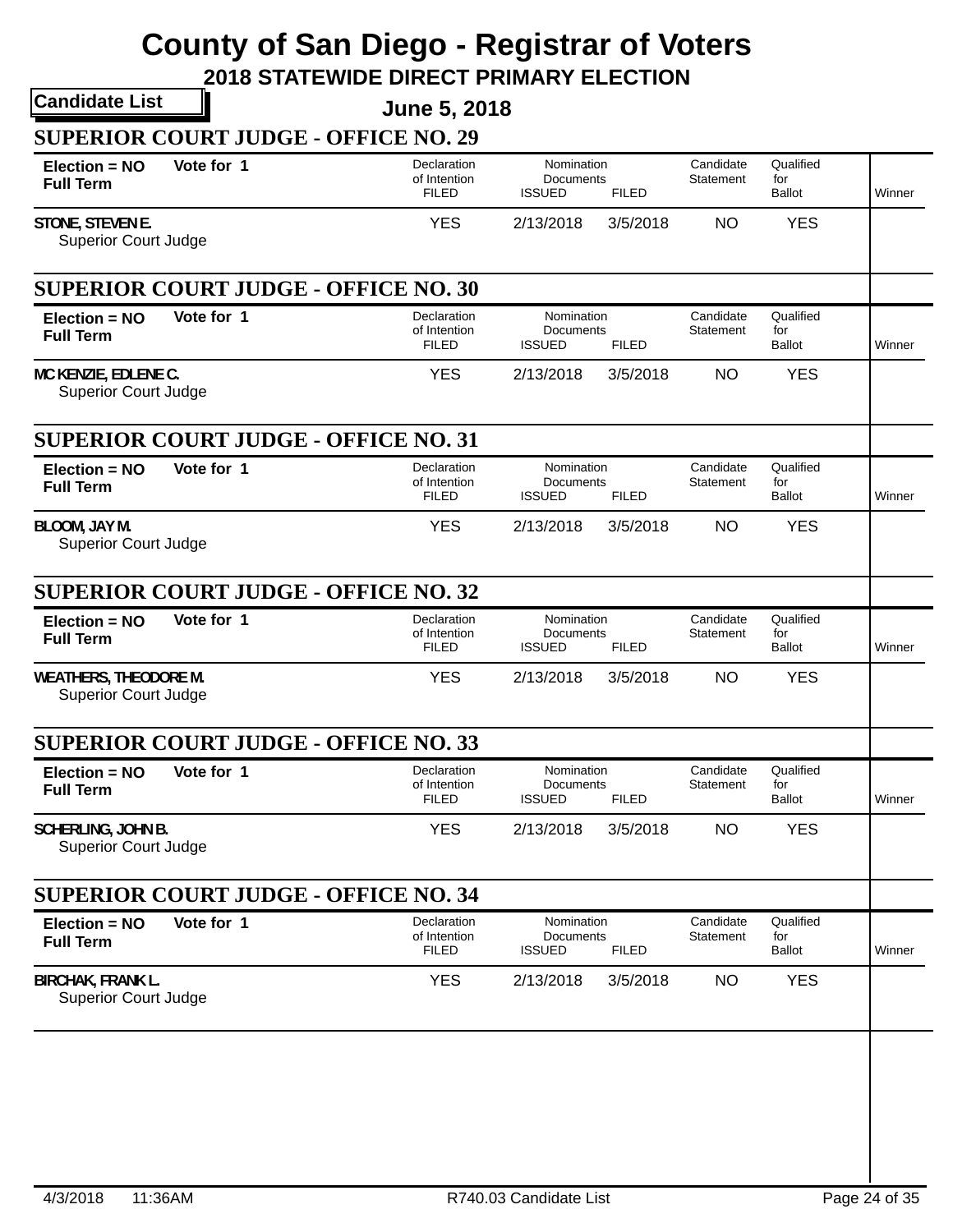# County of San Diego - Registrar of Voters

## 2018 STATEWIDE DIRECT PRIMARY ELECTION

**Candidate List**

**June 5, 2018**

### SUPERIOR COURT JUDGE - OFFICE NO. 29

**Election = NO** **Vote for 1**
**Full Term**

| Candidate | Declaration of Intention FILED | Nomination Documents ISSUED | Nomination Documents FILED | Candidate Statement | Qualified for Ballot | Winner |
|---|---|---|---|---|---|---|
| STONE, STEVEN E. Superior Court Judge | YES | 2/13/2018 | 3/5/2018 | NO | YES | |

### SUPERIOR COURT JUDGE - OFFICE NO. 30

**Election = NO** **Vote for 1**
**Full Term**

| Candidate | Declaration of Intention FILED | Nomination Documents ISSUED | Nomination Documents FILED | Candidate Statement | Qualified for Ballot | Winner |
|---|---|---|---|---|---|---|
| MC KENZIE, EDLENE C. Superior Court Judge | YES | 2/13/2018 | 3/5/2018 | NO | YES | |

### SUPERIOR COURT JUDGE - OFFICE NO. 31

**Election = NO** **Vote for 1**
**Full Term**

| Candidate | Declaration of Intention FILED | Nomination Documents ISSUED | Nomination Documents FILED | Candidate Statement | Qualified for Ballot | Winner |
|---|---|---|---|---|---|---|
| BLOOM, JAY M. Superior Court Judge | YES | 2/13/2018 | 3/5/2018 | NO | YES | |

### SUPERIOR COURT JUDGE - OFFICE NO. 32

**Election = NO** **Vote for 1**
**Full Term**

| Candidate | Declaration of Intention FILED | Nomination Documents ISSUED | Nomination Documents FILED | Candidate Statement | Qualified for Ballot | Winner |
|---|---|---|---|---|---|---|
| WEATHERS, THEODORE M. Superior Court Judge | YES | 2/13/2018 | 3/5/2018 | NO | YES | |

### SUPERIOR COURT JUDGE - OFFICE NO. 33

**Election = NO** **Vote for 1**
**Full Term**

| Candidate | Declaration of Intention FILED | Nomination Documents ISSUED | Nomination Documents FILED | Candidate Statement | Qualified for Ballot | Winner |
|---|---|---|---|---|---|---|
| SCHERLING, JOHN B. Superior Court Judge | YES | 2/13/2018 | 3/5/2018 | NO | YES | |

### SUPERIOR COURT JUDGE - OFFICE NO. 34

**Election = NO** **Vote for 1**
**Full Term**

| Candidate | Declaration of Intention FILED | Nomination Documents ISSUED | Nomination Documents FILED | Candidate Statement | Qualified for Ballot | Winner |
|---|---|---|---|---|---|---|
| BIRCHAK, FRANK L. Superior Court Judge | YES | 2/13/2018 | 3/5/2018 | NO | YES | |

4/3/2018 11:36AM R740.03 Candidate List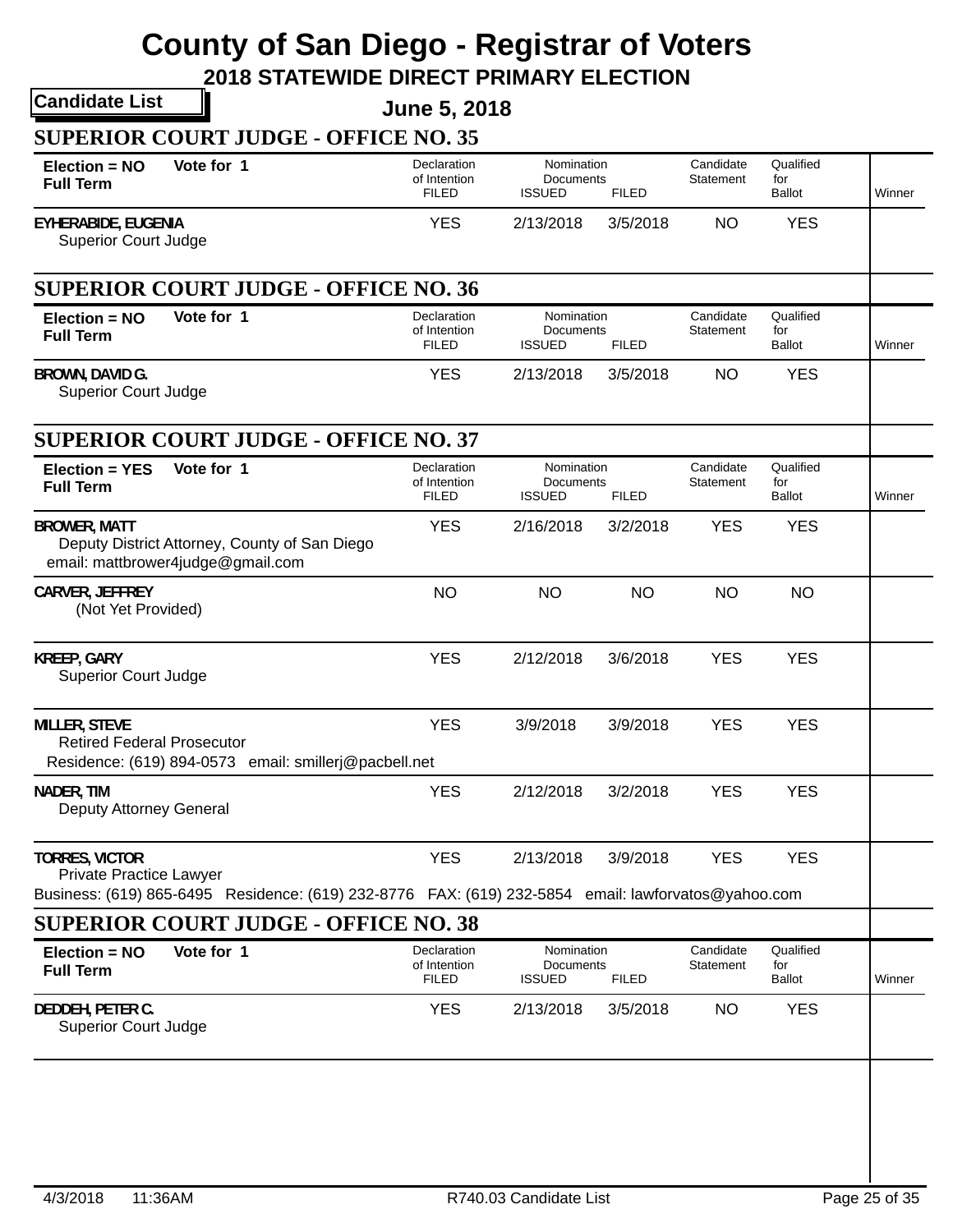# County of San Diego - Registrar of Voters

## 2018 STATEWIDE DIRECT PRIMARY ELECTION

**Candidate List**

**June 5, 2018**

### SUPERIOR COURT JUDGE - OFFICE NO. 35

**Election = NO** **Vote for 1**
**Full Term**

| Candidate | Declaration of Intention FILED | Nomination Documents ISSUED | Nomination Documents FILED | Candidate Statement | Qualified for Ballot | Winner |
|---|---|---|---|---|---|---|
| EYHERABIDE, EUGENIA<br>Superior Court Judge | YES | 2/13/2018 | 3/5/2018 | NO | YES | |

### SUPERIOR COURT JUDGE - OFFICE NO. 36

**Election = NO** **Vote for 1**
**Full Term**

| Candidate | Declaration of Intention FILED | Nomination Documents ISSUED | Nomination Documents FILED | Candidate Statement | Qualified for Ballot | Winner |
|---|---|---|---|---|---|---|
| BROWN, DAVID G.<br>Superior Court Judge | YES | 2/13/2018 | 3/5/2018 | NO | YES | |

### SUPERIOR COURT JUDGE - OFFICE NO. 37

**Election = YES** **Vote for 1**
**Full Term**

| Candidate | Declaration of Intention FILED | Nomination Documents ISSUED | Nomination Documents FILED | Candidate Statement | Qualified for Ballot | Winner |
|---|---|---|---|---|---|---|
| BROWER, MATT<br>Deputy District Attorney, County of San Diego<br>email: mattbrower4judge@gmail.com | YES | 2/16/2018 | 3/2/2018 | YES | YES | |
| CARVER, JEFFREY<br>(Not Yet Provided) | NO | NO | NO | NO | NO | |
| KREEP, GARY<br>Superior Court Judge | YES | 2/12/2018 | 3/6/2018 | YES | YES | |
| MILLER, STEVE<br>Retired Federal Prosecutor<br>Residence: (619) 894-0573 email: smillerj@pacbell.net | YES | 3/9/2018 | 3/9/2018 | YES | YES | |
| NADER, TIM<br>Deputy Attorney General | YES | 2/12/2018 | 3/2/2018 | YES | YES | |
| TORRES, VICTOR<br>Private Practice Lawyer<br>Business: (619) 865-6495 Residence: (619) 232-8776 FAX: (619) 232-5854 email: lawforvatos@yahoo.com | YES | 2/13/2018 | 3/9/2018 | YES | YES | |

### SUPERIOR COURT JUDGE - OFFICE NO. 38

**Election = NO** **Vote for 1**
**Full Term**

| Candidate | Declaration of Intention FILED | Nomination Documents ISSUED | Nomination Documents FILED | Candidate Statement | Qualified for Ballot | Winner |
|---|---|---|---|---|---|---|
| DEDDEH, PETER C.<br>Superior Court Judge | YES | 2/13/2018 | 3/5/2018 | NO | YES | |

4/3/2018 11:36AM R740.03 Candidate List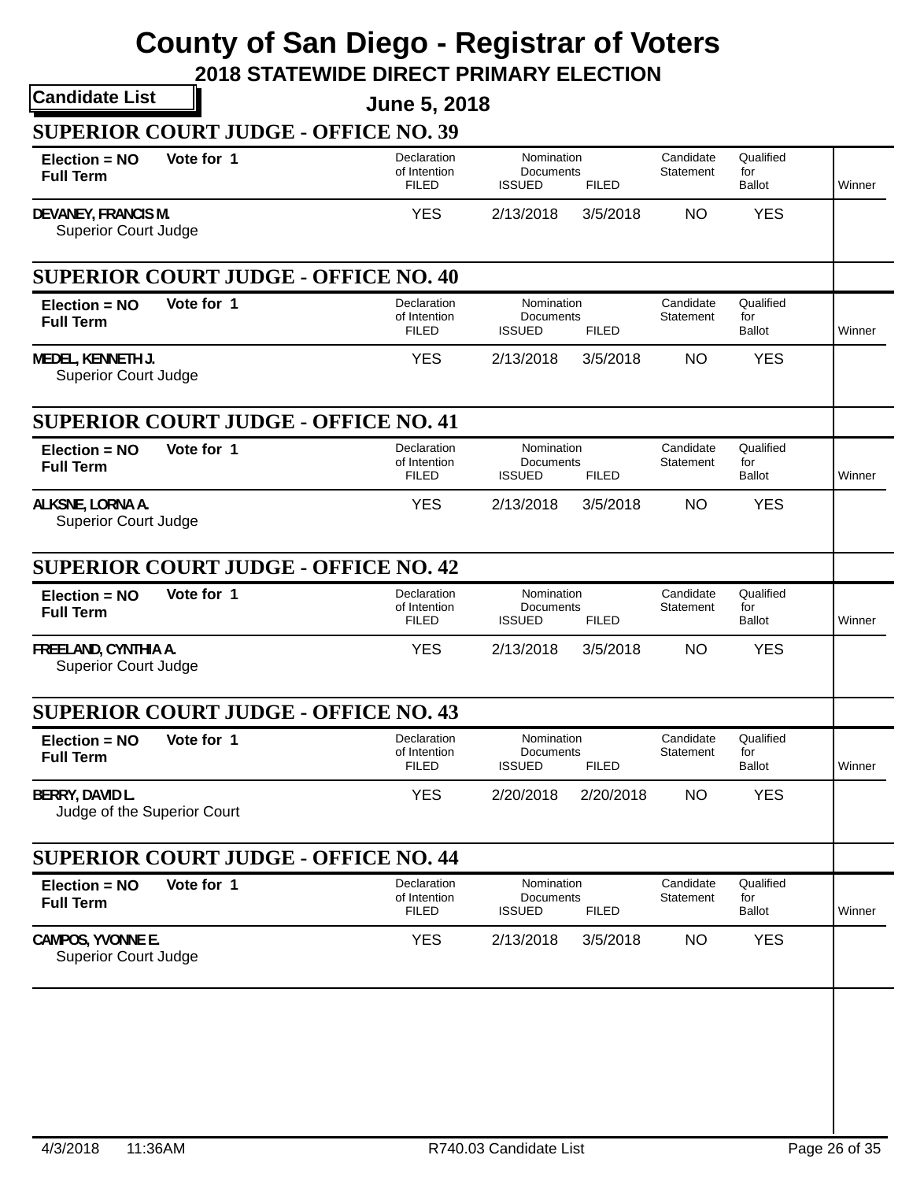# County of San Diego - Registrar of Voters

## 2018 STATEWIDE DIRECT PRIMARY ELECTION

**Candidate List**

**June 5, 2018**

### SUPERIOR COURT JUDGE - OFFICE NO. 39

| Election = NO Full Term | Vote for 1 | Declaration of Intention FILED | Nomination Documents ISSUED | Nomination Documents FILED | Candidate Statement | Qualified for Ballot | Winner |
|---|---|---|---|---|---|---|---|
| DEVANEY, FRANCIS M. Superior Court Judge | | YES | 2/13/2018 | 3/5/2018 | NO | YES | |

### SUPERIOR COURT JUDGE - OFFICE NO. 40

| Election = NO Full Term | Vote for 1 | Declaration of Intention FILED | Nomination Documents ISSUED | Nomination Documents FILED | Candidate Statement | Qualified for Ballot | Winner |
|---|---|---|---|---|---|---|---|
| MEDEL, KENNETH J. Superior Court Judge | | YES | 2/13/2018 | 3/5/2018 | NO | YES | |

### SUPERIOR COURT JUDGE - OFFICE NO. 41

| Election = NO Full Term | Vote for 1 | Declaration of Intention FILED | Nomination Documents ISSUED | Nomination Documents FILED | Candidate Statement | Qualified for Ballot | Winner |
|---|---|---|---|---|---|---|---|
| ALKSNE, LORNA A. Superior Court Judge | | YES | 2/13/2018 | 3/5/2018 | NO | YES | |

### SUPERIOR COURT JUDGE - OFFICE NO. 42

| Election = NO Full Term | Vote for 1 | Declaration of Intention FILED | Nomination Documents ISSUED | Nomination Documents FILED | Candidate Statement | Qualified for Ballot | Winner |
|---|---|---|---|---|---|---|---|
| FREELAND, CYNTHIA A. Superior Court Judge | | YES | 2/13/2018 | 3/5/2018 | NO | YES | |

### SUPERIOR COURT JUDGE - OFFICE NO. 43

| Election = NO Full Term | Vote for 1 | Declaration of Intention FILED | Nomination Documents ISSUED | Nomination Documents FILED | Candidate Statement | Qualified for Ballot | Winner |
|---|---|---|---|---|---|---|---|
| BERRY, DAVID L. Judge of the Superior Court | | YES | 2/20/2018 | 2/20/2018 | NO | YES | |

### SUPERIOR COURT JUDGE - OFFICE NO. 44

| Election = NO Full Term | Vote for 1 | Declaration of Intention FILED | Nomination Documents ISSUED | Nomination Documents FILED | Candidate Statement | Qualified for Ballot | Winner |
|---|---|---|---|---|---|---|---|
| CAMPOS, YVONNE E. Superior Court Judge | | YES | 2/13/2018 | 3/5/2018 | NO | YES | |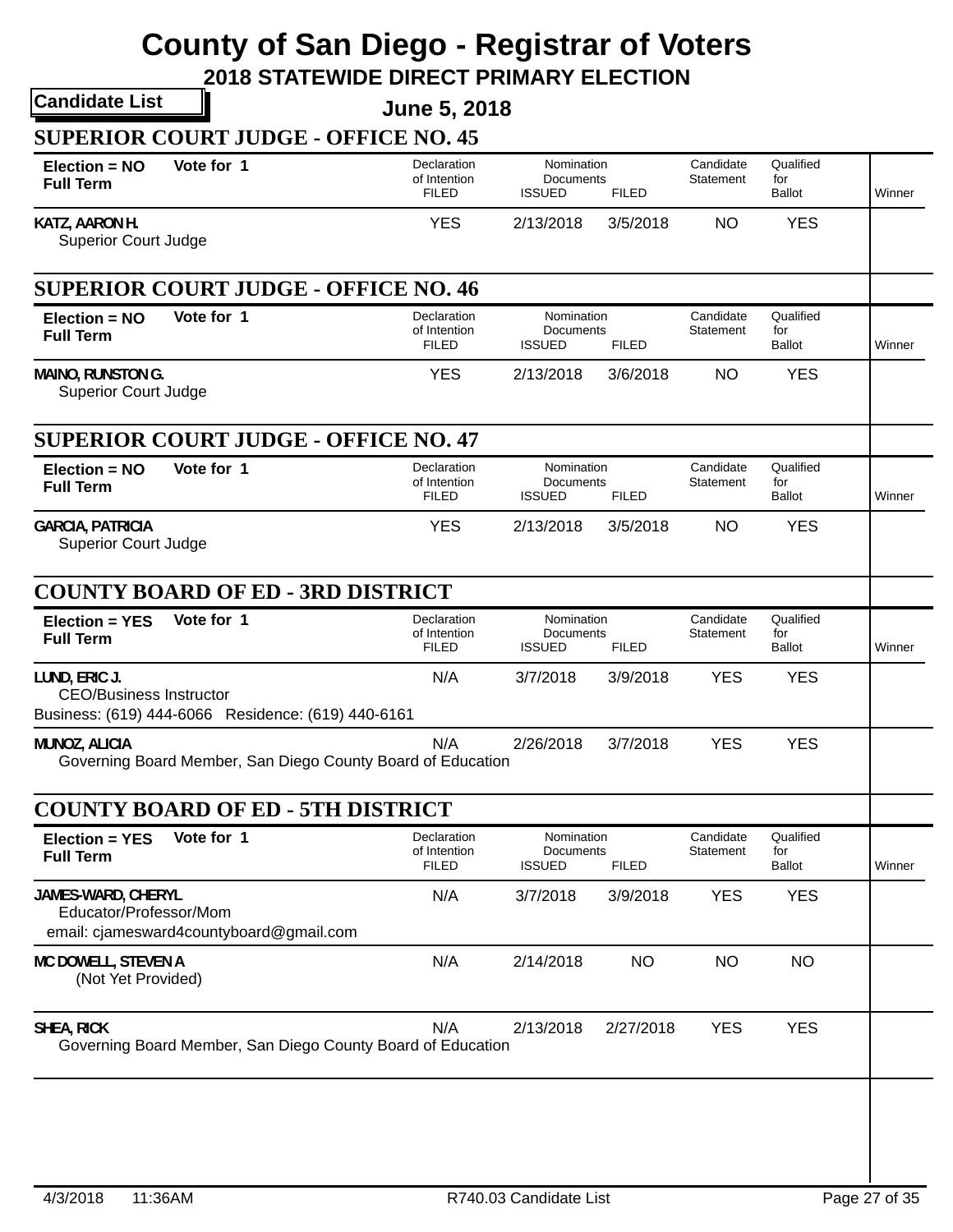# County of San Diego - Registrar of Voters

## 2018 STATEWIDE DIRECT PRIMARY ELECTION

**Candidate List**

**June 5, 2018**

### SUPERIOR COURT JUDGE - OFFICE NO. 45

**Election = NO** **Vote for 1**
**Full Term**

| Candidate | Declaration of Intention FILED | Nomination Documents ISSUED | Nomination Documents FILED | Candidate Statement | Qualified for Ballot | Winner |
|---|---|---|---|---|---|---|
| KATZ, AARON H.<br>Superior Court Judge | YES | 2/13/2018 | 3/5/2018 | NO | YES | |

### SUPERIOR COURT JUDGE - OFFICE NO. 46

**Election = NO** **Vote for 1**
**Full Term**

| Candidate | Declaration of Intention FILED | Nomination Documents ISSUED | Nomination Documents FILED | Candidate Statement | Qualified for Ballot | Winner |
|---|---|---|---|---|---|---|
| MAINO, RUNSTON G.<br>Superior Court Judge | YES | 2/13/2018 | 3/6/2018 | NO | YES | |

### SUPERIOR COURT JUDGE - OFFICE NO. 47

**Election = NO** **Vote for 1**
**Full Term**

| Candidate | Declaration of Intention FILED | Nomination Documents ISSUED | Nomination Documents FILED | Candidate Statement | Qualified for Ballot | Winner |
|---|---|---|---|---|---|---|
| GARCIA, PATRICIA<br>Superior Court Judge | YES | 2/13/2018 | 3/5/2018 | NO | YES | |

### COUNTY BOARD OF ED - 3RD DISTRICT

**Election = YES** **Vote for 1**
**Full Term**

| Candidate | Declaration of Intention FILED | Nomination Documents ISSUED | Nomination Documents FILED | Candidate Statement | Qualified for Ballot | Winner |
|---|---|---|---|---|---|---|
| LUND, ERIC J.<br>CEO/Business Instructor<br>Business: (619) 444-6066 Residence: (619) 440-6161 | N/A | 3/7/2018 | 3/9/2018 | YES | YES | |
| MUNOZ, ALICIA<br>Governing Board Member, San Diego County Board of Education | N/A | 2/26/2018 | 3/7/2018 | YES | YES | |

### COUNTY BOARD OF ED - 5TH DISTRICT

**Election = YES** **Vote for 1**
**Full Term**

| Candidate | Declaration of Intention FILED | Nomination Documents ISSUED | Nomination Documents FILED | Candidate Statement | Qualified for Ballot | Winner |
|---|---|---|---|---|---|---|
| JAMES-WARD, CHERYL<br>Educator/Professor/Mom<br>email: cjamesward4countyboard@gmail.com | N/A | 3/7/2018 | 3/9/2018 | YES | YES | |
| MC DOWELL, STEVEN A<br>(Not Yet Provided) | N/A | 2/14/2018 | NO | NO | NO | |
| SHEA, RICK<br>Governing Board Member, San Diego County Board of Education | N/A | 2/13/2018 | 2/27/2018 | YES | YES | |

4/3/2018 11:36AM R740.03 Candidate List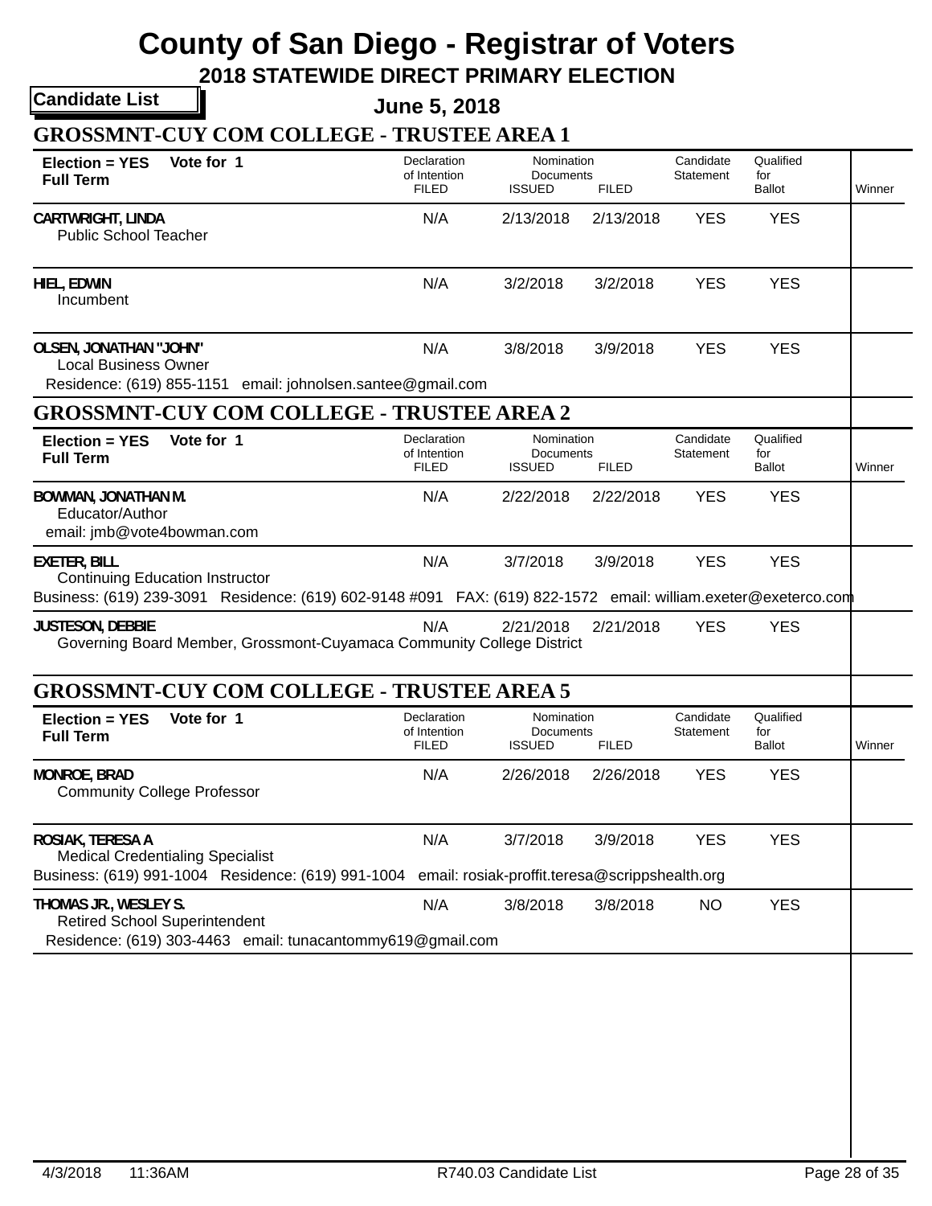# County of San Diego - Registrar of Voters

## 2018 STATEWIDE DIRECT PRIMARY ELECTION

**Candidate List**

**June 5, 2018**

### GROSSMNT-CUY COM COLLEGE - TRUSTEE AREA 1

**Election = YES Vote for 1**
**Full Term**

| Candidate | Declaration of Intention FILED | Nomination Documents ISSUED | Nomination Documents FILED | Candidate Statement | Qualified for Ballot | Winner |
|---|---|---|---|---|---|---|
| **CARTWRIGHT, LINDA**<br>Public School Teacher | N/A | 2/13/2018 | 2/13/2018 | YES | YES | |
| **HIEL, EDWIN**<br>Incumbent | N/A | 3/2/2018 | 3/2/2018 | YES | YES | |
| **OLSEN, JONATHAN "JOHN"**<br>Local Business Owner<br>Residence: (619) 855-1151 email: johnolsen.santee@gmail.com | N/A | 3/8/2018 | 3/9/2018 | YES | YES | |

### GROSSMNT-CUY COM COLLEGE - TRUSTEE AREA 2

**Election = YES Vote for 1**
**Full Term**

| Candidate | Declaration of Intention FILED | Nomination Documents ISSUED | Nomination Documents FILED | Candidate Statement | Qualified for Ballot | Winner |
|---|---|---|---|---|---|---|
| **BOWMAN, JONATHAN M.**<br>Educator/Author<br>email: jmb@vote4bowman.com | N/A | 2/22/2018 | 2/22/2018 | YES | YES | |
| **EXETER, BILL**<br>Continuing Education Instructor<br>Business: (619) 239-3091 Residence: (619) 602-9148 #091 FAX: (619) 822-1572 email: william.exeter@exeterco.com | N/A | 3/7/2018 | 3/9/2018 | YES | YES | |
| **JUSTESON, DEBBIE**<br>Governing Board Member, Grossmont-Cuyamaca Community College District | N/A | 2/21/2018 | 2/21/2018 | YES | YES | |

### GROSSMNT-CUY COM COLLEGE - TRUSTEE AREA 5

**Election = YES Vote for 1**
**Full Term**

| Candidate | Declaration of Intention FILED | Nomination Documents ISSUED | Nomination Documents FILED | Candidate Statement | Qualified for Ballot | Winner |
|---|---|---|---|---|---|---|
| **MONROE, BRAD**<br>Community College Professor | N/A | 2/26/2018 | 2/26/2018 | YES | YES | |
| **ROSIAK, TERESA A**<br>Medical Credentialing Specialist<br>Business: (619) 991-1004 Residence: (619) 991-1004 email: rosiak-proffit.teresa@scrippshealth.org | N/A | 3/7/2018 | 3/9/2018 | YES | YES | |
| **THOMAS JR., WESLEY S.**<br>Retired School Superintendent<br>Residence: (619) 303-4463 email: tunacantommy619@gmail.com | N/A | 3/8/2018 | 3/8/2018 | NO | YES | |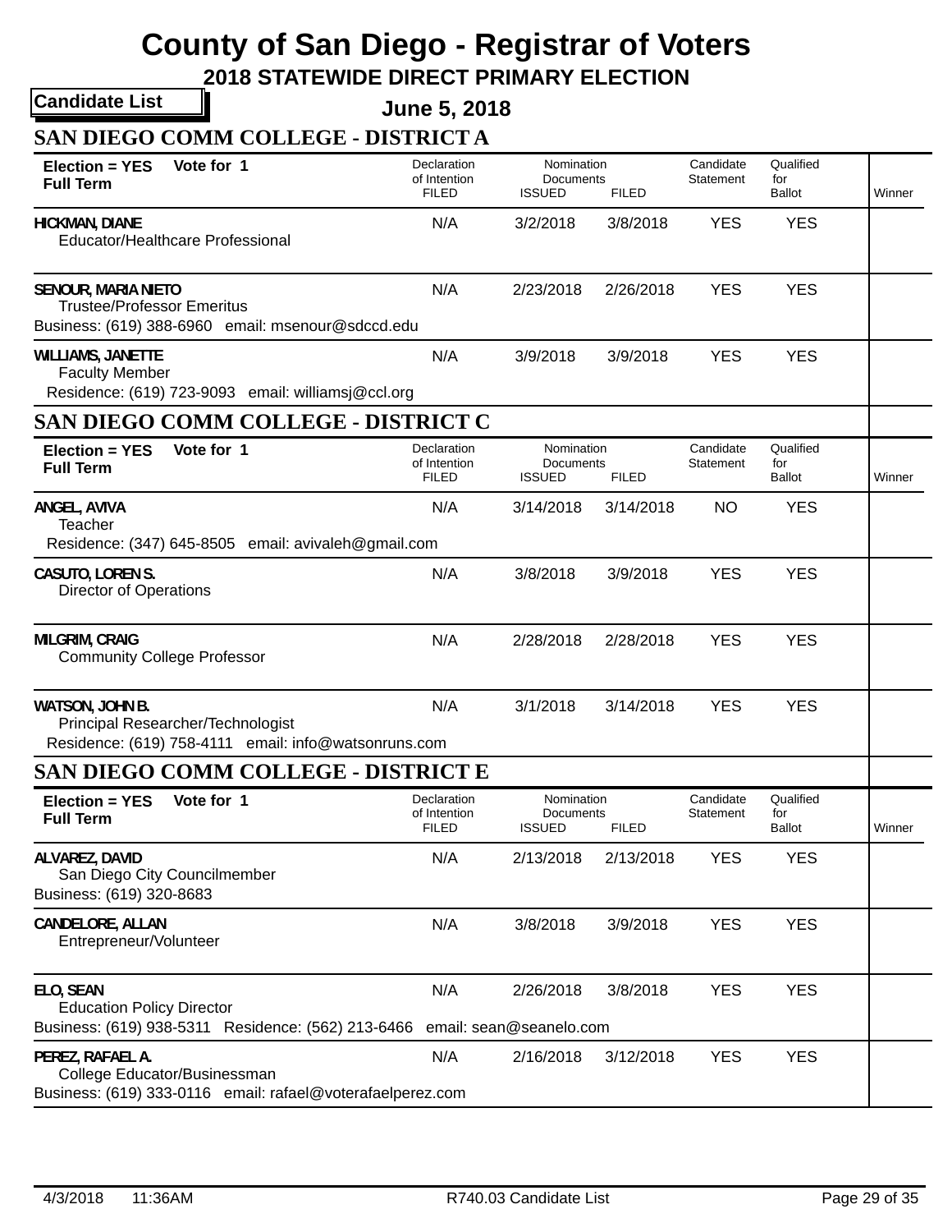# County of San Diego - Registrar of Voters

## 2018 STATEWIDE DIRECT PRIMARY ELECTION

**Candidate List**

**June 5, 2018**

### SAN DIEGO COMM COLLEGE - DISTRICT A

**Election = YES  Vote for 1**
**Full Term**

| Candidate | Declaration of Intention FILED | Nomination Documents ISSUED | Nomination Documents FILED | Candidate Statement | Qualified for Ballot | Winner |
|---|---|---|---|---|---|---|
| **HICKMAN, DIANE**<br>Educator/Healthcare Professional | N/A | 3/2/2018 | 3/8/2018 | YES | YES | |
| **SENOUR, MARIA NIETO**<br>Trustee/Professor Emeritus<br>Business: (619) 388-6960 email: msenour@sdccd.edu | N/A | 2/23/2018 | 2/26/2018 | YES | YES | |
| **WILLIAMS, JANETTE**<br>Faculty Member<br>Residence: (619) 723-9093 email: williamsj@ccl.org | N/A | 3/9/2018 | 3/9/2018 | YES | YES | |

### SAN DIEGO COMM COLLEGE - DISTRICT C

**Election = YES  Vote for 1**
**Full Term**

| Candidate | Declaration of Intention FILED | Nomination Documents ISSUED | Nomination Documents FILED | Candidate Statement | Qualified for Ballot | Winner |
|---|---|---|---|---|---|---|
| **ANGEL, AVIVA**<br>Teacher<br>Residence: (347) 645-8505 email: avivaleh@gmail.com | N/A | 3/14/2018 | 3/14/2018 | NO | YES | |
| **CASUTO, LOREN S.**<br>Director of Operations | N/A | 3/8/2018 | 3/9/2018 | YES | YES | |
| **MILGRIM, CRAIG**<br>Community College Professor | N/A | 2/28/2018 | 2/28/2018 | YES | YES | |
| **WATSON, JOHN B.**<br>Principal Researcher/Technologist<br>Residence: (619) 758-4111 email: info@watsonruns.com | N/A | 3/1/2018 | 3/14/2018 | YES | YES | |

### SAN DIEGO COMM COLLEGE - DISTRICT E

**Election = YES  Vote for 1**
**Full Term**

| Candidate | Declaration of Intention FILED | Nomination Documents ISSUED | Nomination Documents FILED | Candidate Statement | Qualified for Ballot | Winner |
|---|---|---|---|---|---|---|
| **ALVAREZ, DAVID**<br>San Diego City Councilmember<br>Business: (619) 320-8683 | N/A | 2/13/2018 | 2/13/2018 | YES | YES | |
| **CANDELORE, ALLAN**<br>Entrepreneur/Volunteer | N/A | 3/8/2018 | 3/9/2018 | YES | YES | |
| **ELO, SEAN**<br>Education Policy Director<br>Business: (619) 938-5311 Residence: (562) 213-6466 email: sean@seanelo.com | N/A | 2/26/2018 | 3/8/2018 | YES | YES | |
| **PEREZ, RAFAEL A.**<br>College Educator/Businessman<br>Business: (619) 333-0116 email: rafael@voterafaelperez.com | N/A | 2/16/2018 | 3/12/2018 | YES | YES | |

4/3/2018 11:36AM R740.03 Candidate List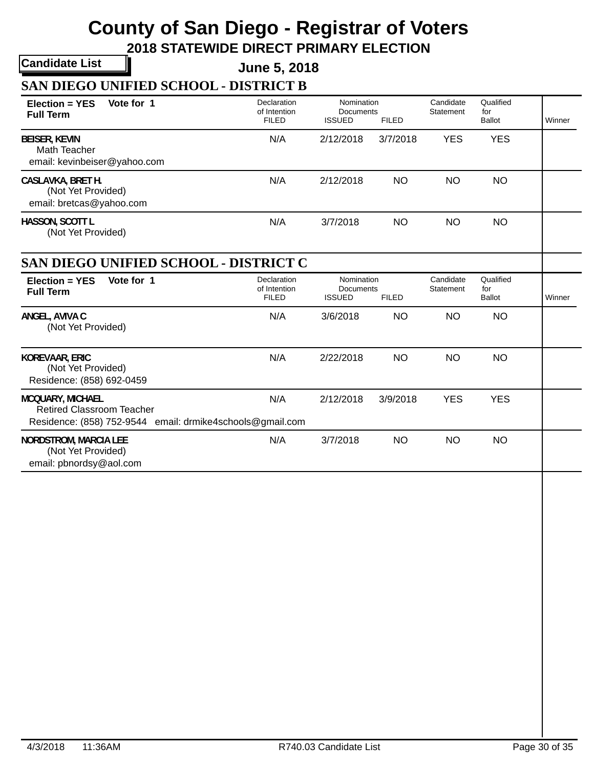# County of San Diego - Registrar of Voters

## 2018 STATEWIDE DIRECT PRIMARY ELECTION

**Candidate List**

**June 5, 2018**

### SAN DIEGO UNIFIED SCHOOL - DISTRICT B

| Election = YES Vote for 1 Full Term | Declaration of Intention FILED | Nomination Documents ISSUED | Nomination Documents FILED | Candidate Statement | Qualified for Ballot | Winner |
|---|---|---|---|---|---|---|
| BEISER, KEVIN<br>Math Teacher<br>email: kevinbeiser@yahoo.com | N/A | 2/12/2018 | 3/7/2018 | YES | YES | |
| CASLAVKA, BRET H.<br>(Not Yet Provided)<br>email: bretcas@yahoo.com | N/A | 2/12/2018 | NO | NO | NO | |
| HASSON, SCOTT L<br>(Not Yet Provided) | N/A | 3/7/2018 | NO | NO | NO | |

### SAN DIEGO UNIFIED SCHOOL - DISTRICT C

| Election = YES Vote for 1 Full Term | Declaration of Intention FILED | Nomination Documents ISSUED | Nomination Documents FILED | Candidate Statement | Qualified for Ballot | Winner |
|---|---|---|---|---|---|---|
| ANGEL, AVIVA C<br>(Not Yet Provided) | N/A | 3/6/2018 | NO | NO | NO | |
| KOREVAAR, ERIC<br>(Not Yet Provided)<br>Residence: (858) 692-0459 | N/A | 2/22/2018 | NO | NO | NO | |
| MCQUARY, MICHAEL<br>Retired Classroom Teacher<br>Residence: (858) 752-9544 email: drmike4schools@gmail.com | N/A | 2/12/2018 | 3/9/2018 | YES | YES | |
| NORDSTROM, MARCIA LEE<br>(Not Yet Provided)<br>email: pbnordsy@aol.com | N/A | 3/7/2018 | NO | NO | NO | |

4/3/2018 11:36AM R740.03 Candidate List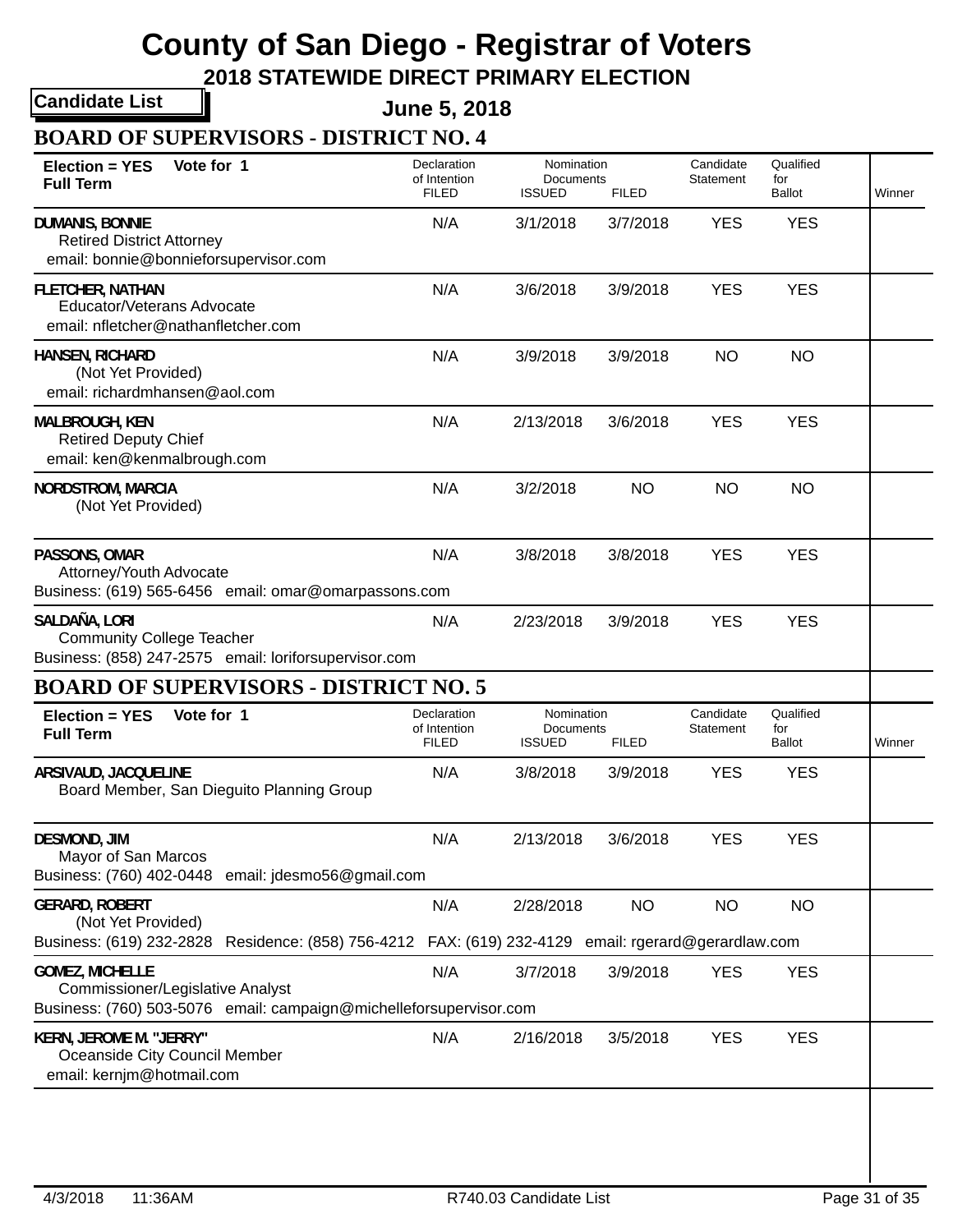# County of San Diego - Registrar of Voters

## 2018 STATEWIDE DIRECT PRIMARY ELECTION

**Candidate List**

**June 5, 2018**

## BOARD OF SUPERVISORS - DISTRICT NO. 4

**Election = YES** **Vote for 1**
**Full Term**

| Candidate | Declaration of Intention FILED | Nomination Documents ISSUED | Nomination Documents FILED | Candidate Statement | Qualified for Ballot | Winner |
|---|---|---|---|---|---|---|
| **DUMANIS, BONNIE**<br>Retired District Attorney<br>email: bonnie@bonnieforsupervisor.com | N/A | 3/1/2018 | 3/7/2018 | YES | YES | |
| **FLETCHER, NATHAN**<br>Educator/Veterans Advocate<br>email: nfletcher@nathanfletcher.com | N/A | 3/6/2018 | 3/9/2018 | YES | YES | |
| **HANSEN, RICHARD**<br>(Not Yet Provided)<br>email: richardmhansen@aol.com | N/A | 3/9/2018 | 3/9/2018 | NO | NO | |
| **MALBROUGH, KEN**<br>Retired Deputy Chief<br>email: ken@kenmalbrough.com | N/A | 2/13/2018 | 3/6/2018 | YES | YES | |
| **NORDSTROM, MARCIA**<br>(Not Yet Provided) | N/A | 3/2/2018 | NO | NO | NO | |
| **PASSONS, OMAR**<br>Attorney/Youth Advocate<br>Business: (619) 565-6456 email: omar@omarpassons.com | N/A | 3/8/2018 | 3/8/2018 | YES | YES | |
| **SALDAÑA, LORI**<br>Community College Teacher<br>Business: (858) 247-2575 email: loriforsupervisor.com | N/A | 2/23/2018 | 3/9/2018 | YES | YES | |

## BOARD OF SUPERVISORS - DISTRICT NO. 5

**Election = YES** **Vote for 1**
**Full Term**

| Candidate | Declaration of Intention FILED | Nomination Documents ISSUED | Nomination Documents FILED | Candidate Statement | Qualified for Ballot | Winner |
|---|---|---|---|---|---|---|
| **ARSIVAUD, JACQUELINE**<br>Board Member, San Dieguito Planning Group | N/A | 3/8/2018 | 3/9/2018 | YES | YES | |
| **DESMOND, JIM**<br>Mayor of San Marcos<br>Business: (760) 402-0448 email: jdesmo56@gmail.com | N/A | 2/13/2018 | 3/6/2018 | YES | YES | |
| **GERARD, ROBERT**<br>(Not Yet Provided)<br>Business: (619) 232-2828 Residence: (858) 756-4212 FAX: (619) 232-4129 email: rgerard@gerardlaw.com | N/A | 2/28/2018 | NO | NO | NO | |
| **GOMEZ, MICHELLE**<br>Commissioner/Legislative Analyst<br>Business: (760) 503-5076 email: campaign@michelleforsupervisor.com | N/A | 3/7/2018 | 3/9/2018 | YES | YES | |
| **KERN, JEROME M. "JERRY"**<br>Oceanside City Council Member<br>email: kernjm@hotmail.com | N/A | 2/16/2018 | 3/5/2018 | YES | YES | |

4/3/2018 11:36AM R740.03 Candidate List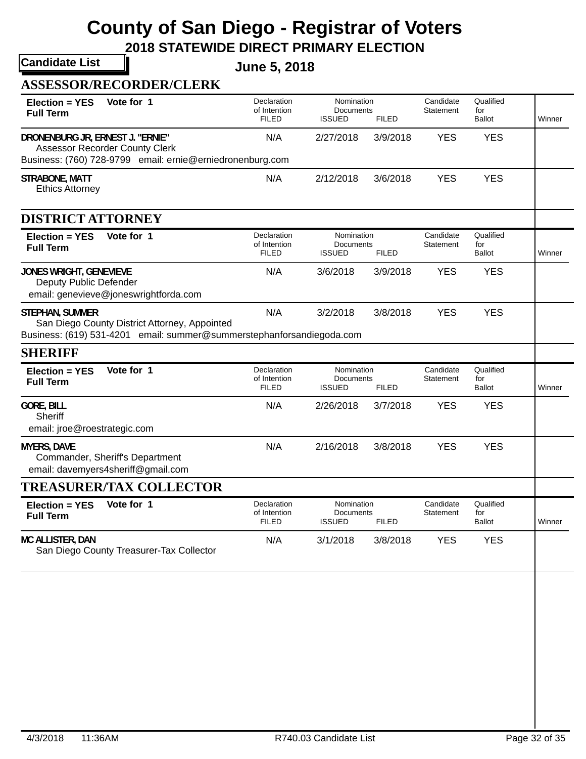# County of San Diego - Registrar of Voters

## 2018 STATEWIDE DIRECT PRIMARY ELECTION

**Candidate List**

**June 5, 2018**

### ASSESSOR/RECORDER/CLERK

**Election = YES** **Vote for 1**
**Full Term**

| Candidate | Declaration of Intention FILED | Nomination Documents ISSUED | Nomination Documents FILED | Candidate Statement | Qualified for Ballot | Winner |
|---|---|---|---|---|---|---|
| DRONENBURG JR, ERNEST J. "ERNIE"<br>Assessor Recorder County Clerk<br>Business: (760) 728-9799 email: ernie@erniedronenburg.com | N/A | 2/27/2018 | 3/9/2018 | YES | YES | |
| STRABONE, MATT<br>Ethics Attorney | N/A | 2/12/2018 | 3/6/2018 | YES | YES | |

### DISTRICT ATTORNEY

**Election = YES** **Vote for 1**
**Full Term**

| Candidate | Declaration of Intention FILED | Nomination Documents ISSUED | Nomination Documents FILED | Candidate Statement | Qualified for Ballot | Winner |
|---|---|---|---|---|---|---|
| JONES WRIGHT, GENEVIEVE<br>Deputy Public Defender<br>email: genevieve@joneswrightforda.com | N/A | 3/6/2018 | 3/9/2018 | YES | YES | |
| STEPHAN, SUMMER<br>San Diego County District Attorney, Appointed<br>Business: (619) 531-4201 email: summer@summerstephanforsandiegoda.com | N/A | 3/2/2018 | 3/8/2018 | YES | YES | |

### SHERIFF

**Election = YES** **Vote for 1**
**Full Term**

| Candidate | Declaration of Intention FILED | Nomination Documents ISSUED | Nomination Documents FILED | Candidate Statement | Qualified for Ballot | Winner |
|---|---|---|---|---|---|---|
| GORE, BILL<br>Sheriff<br>email: jroe@roestrategic.com | N/A | 2/26/2018 | 3/7/2018 | YES | YES | |
| MYERS, DAVE<br>Commander, Sheriff's Department<br>email: davemyers4sheriff@gmail.com | N/A | 2/16/2018 | 3/8/2018 | YES | YES | |

### TREASURER/TAX COLLECTOR

**Election = YES** **Vote for 1**
**Full Term**

| Candidate | Declaration of Intention FILED | Nomination Documents ISSUED | Nomination Documents FILED | Candidate Statement | Qualified for Ballot | Winner |
|---|---|---|---|---|---|---|
| MC ALLISTER, DAN<br>San Diego County Treasurer-Tax Collector | N/A | 3/1/2018 | 3/8/2018 | YES | YES | |

4/3/2018 11:36AM R740.03 Candidate List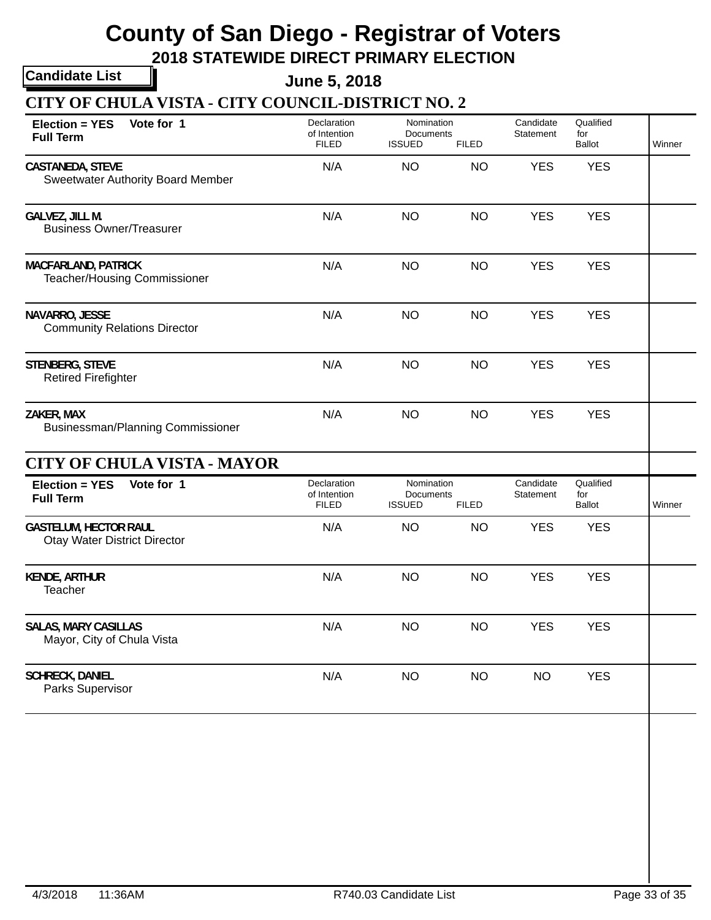# County of San Diego - Registrar of Voters

## 2018 STATEWIDE DIRECT PRIMARY ELECTION

**Candidate List**

**June 5, 2018**

### CITY OF CHULA VISTA - CITY COUNCIL-DISTRICT NO. 2

**Election = YES** **Vote for 1**
**Full Term**

| Candidate | Declaration of Intention FILED | Nomination Documents ISSUED | Nomination Documents FILED | Candidate Statement | Qualified for Ballot | Winner |
|---|---|---|---|---|---|---|
| CASTANEDA, STEVE<br>Sweetwater Authority Board Member | N/A | NO | NO | YES | YES | |
| GALVEZ, JILL M.<br>Business Owner/Treasurer | N/A | NO | NO | YES | YES | |
| MACFARLAND, PATRICK<br>Teacher/Housing Commissioner | N/A | NO | NO | YES | YES | |
| NAVARRO, JESSE<br>Community Relations Director | N/A | NO | NO | YES | YES | |
| STENBERG, STEVE<br>Retired Firefighter | N/A | NO | NO | YES | YES | |
| ZAKER, MAX<br>Businessman/Planning Commissioner | N/A | NO | NO | YES | YES | |

### CITY OF CHULA VISTA - MAYOR

**Election = YES** **Vote for 1**
**Full Term**

| Candidate | Declaration of Intention FILED | Nomination Documents ISSUED | Nomination Documents FILED | Candidate Statement | Qualified for Ballot | Winner |
|---|---|---|---|---|---|---|
| GASTELUM, HECTOR RAUL<br>Otay Water District Director | N/A | NO | NO | YES | YES | |
| KENDE, ARTHUR<br>Teacher | N/A | NO | NO | YES | YES | |
| SALAS, MARY CASILLAS<br>Mayor, City of Chula Vista | N/A | NO | NO | YES | YES | |
| SCHRECK, DANIEL<br>Parks Supervisor | N/A | NO | NO | NO | YES | |

4/3/2018 11:36AM R740.03 Candidate List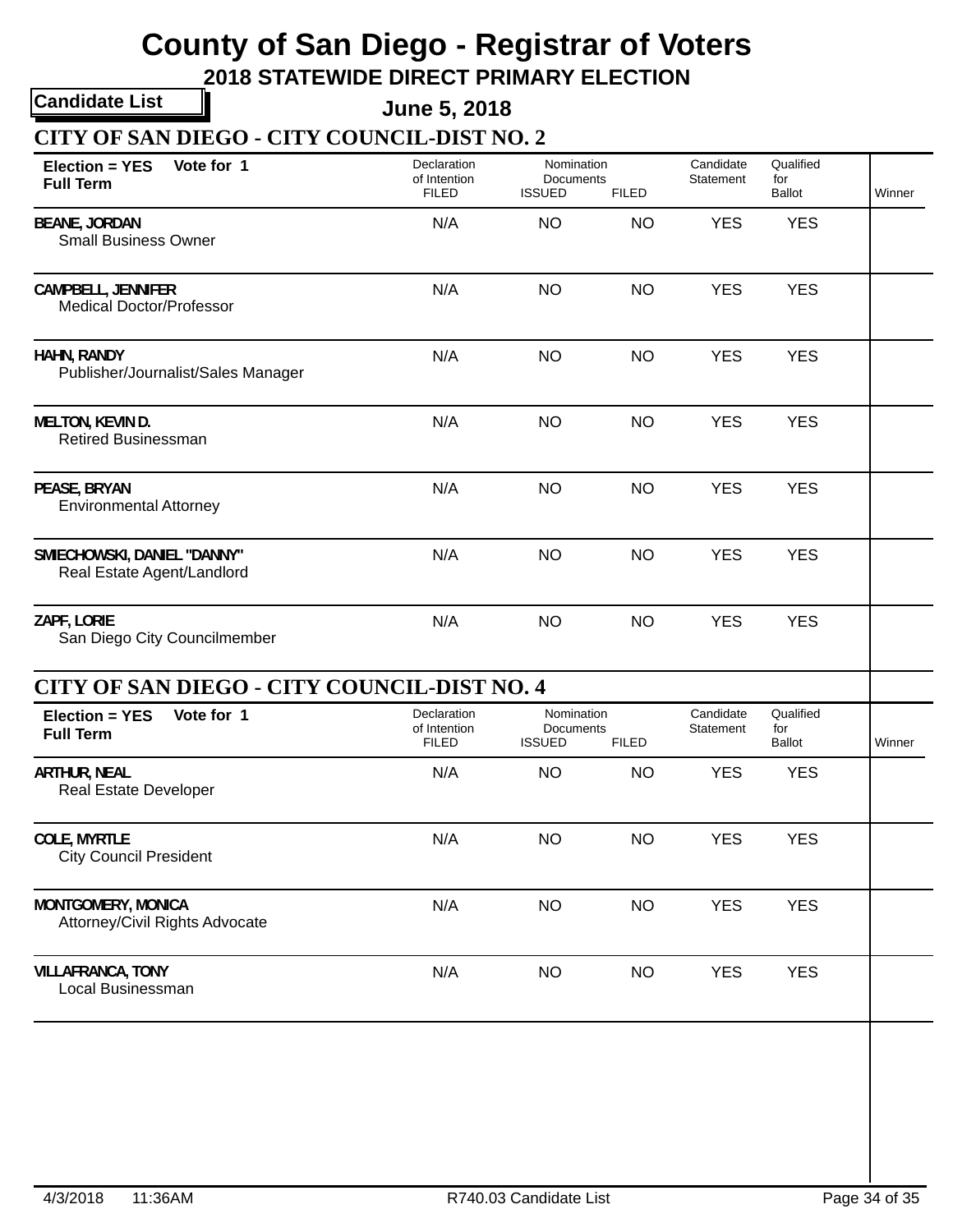# County of San Diego - Registrar of Voters

## 2018 STATEWIDE DIRECT PRIMARY ELECTION

**Candidate List**

**June 5, 2018**

### CITY OF SAN DIEGO - CITY COUNCIL-DIST NO. 2

**Election = YES** **Vote for 1**
**Full Term**

| Candidate | Declaration of Intention FILED | Nomination Documents ISSUED | Nomination Documents FILED | Candidate Statement | Qualified for Ballot | Winner |
|---|---|---|---|---|---|---|
| BEANE, JORDAN<br>Small Business Owner | N/A | NO | NO | YES | YES | |
| CAMPBELL, JENNIFER<br>Medical Doctor/Professor | N/A | NO | NO | YES | YES | |
| HAHN, RANDY<br>Publisher/Journalist/Sales Manager | N/A | NO | NO | YES | YES | |
| MELTON, KEVIN D.<br>Retired Businessman | N/A | NO | NO | YES | YES | |
| PEASE, BRYAN<br>Environmental Attorney | N/A | NO | NO | YES | YES | |
| SMIECHOWSKI, DANIEL "DANNY"<br>Real Estate Agent/Landlord | N/A | NO | NO | YES | YES | |
| ZAPF, LORIE<br>San Diego City Councilmember | N/A | NO | NO | YES | YES | |

### CITY OF SAN DIEGO - CITY COUNCIL-DIST NO. 4

**Election = YES** **Vote for 1**
**Full Term**

| Candidate | Declaration of Intention FILED | Nomination Documents ISSUED | Nomination Documents FILED | Candidate Statement | Qualified for Ballot | Winner |
|---|---|---|---|---|---|---|
| ARTHUR, NEAL<br>Real Estate Developer | N/A | NO | NO | YES | YES | |
| COLE, MYRTLE<br>City Council President | N/A | NO | NO | YES | YES | |
| MONTGOMERY, MONICA<br>Attorney/Civil Rights Advocate | N/A | NO | NO | YES | YES | |
| VILLAFRANCA, TONY<br>Local Businessman | N/A | NO | NO | YES | YES | |

4/3/2018 11:36AM R740.03 Candidate List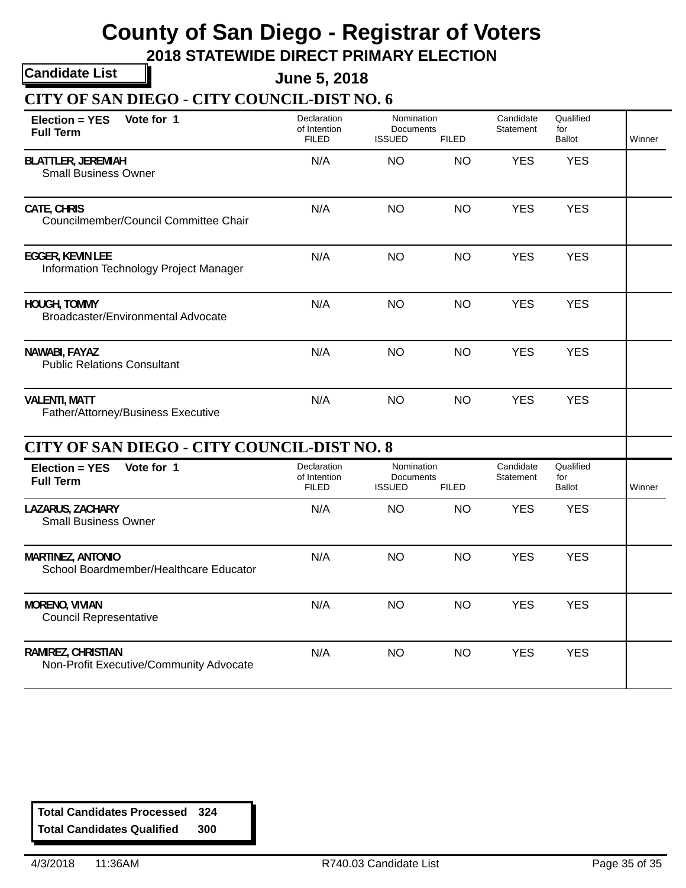# County of San Diego - Registrar of Voters

## 2018 STATEWIDE DIRECT PRIMARY ELECTION

**Candidate List**

**June 5, 2018**

### CITY OF SAN DIEGO - CITY COUNCIL-DIST NO. 6

**Election = YES** **Vote for 1**
**Full Term**

| | Declaration of Intention FILED | Nomination Documents ISSUED | Nomination Documents FILED | Candidate Statement | Qualified for Ballot | Winner |
|---|---|---|---|---|---|---|
| BLATTLER, JEREMIAH<br>Small Business Owner | N/A | NO | NO | YES | YES | |
| CATE, CHRIS<br>Councilmember/Council Committee Chair | N/A | NO | NO | YES | YES | |
| EGGER, KEVIN LEE<br>Information Technology Project Manager | N/A | NO | NO | YES | YES | |
| HOUGH, TOMMY<br>Broadcaster/Environmental Advocate | N/A | NO | NO | YES | YES | |
| NAWABI, FAYAZ<br>Public Relations Consultant | N/A | NO | NO | YES | YES | |
| VALENTI, MATT<br>Father/Attorney/Business Executive | N/A | NO | NO | YES | YES | |

### CITY OF SAN DIEGO - CITY COUNCIL-DIST NO. 8

**Election = YES** **Vote for 1**
**Full Term**

| | Declaration of Intention FILED | Nomination Documents ISSUED | Nomination Documents FILED | Candidate Statement | Qualified for Ballot | Winner |
|---|---|---|---|---|---|---|
| LAZARUS, ZACHARY<br>Small Business Owner | N/A | NO | NO | YES | YES | |
| MARTINEZ, ANTONIO<br>School Boardmember/Healthcare Educator | N/A | NO | NO | YES | YES | |
| MORENO, VIVIAN<br>Council Representative | N/A | NO | NO | YES | YES | |
| RAMIREZ, CHRISTIAN<br>Non-Profit Executive/Community Advocate | N/A | NO | NO | YES | YES | |

| | |
|---|---|
| **Total Candidates Processed** | **324** |
| **Total Candidates Qualified** | **300** |

4/3/2018 11:36AM R740.03 Candidate List